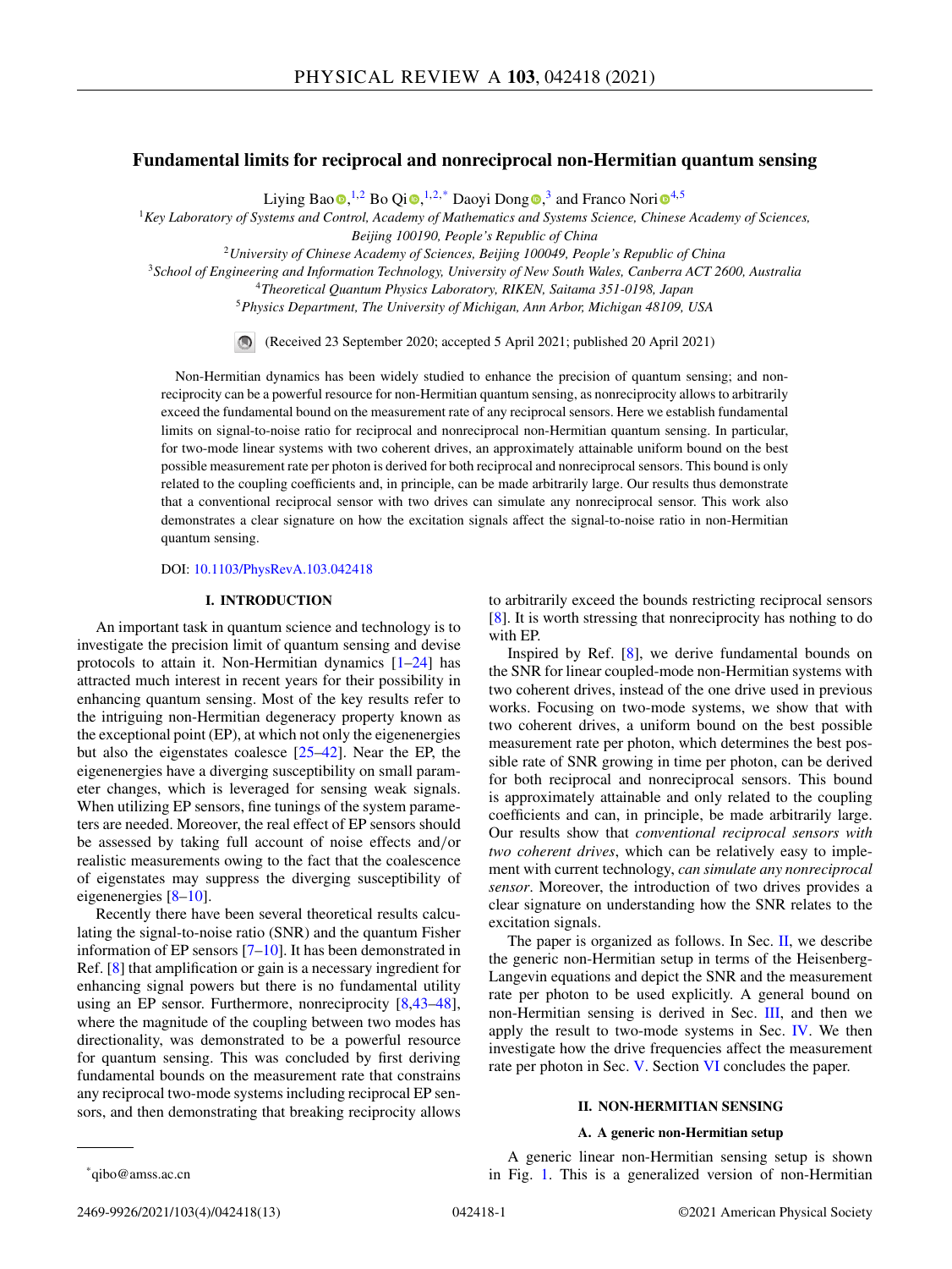# Fundamental limits for reciprocal and nonreciprocal non-Hermitian quantum sensing

Liying Bao[1,2] Bo Qi[1,2,*] Daoyi Dong[3] and Franco Nori[4,5]

[1]Key Laboratory of Systems and Control, Academy of Mathematics and Systems Science, Chinese Academy of Sciences, Beijing 100190, People's Republic of China

[2]University of Chinese Academy of Sciences, Beijing 100049, People's Republic of China

[3]School of Engineering and Information Technology, University of New South Wales, Canberra ACT 2600, Australia

[4]Theoretical Quantum Physics Laboratory, RIKEN, Saitama 351-0198, Japan

[5]Physics Department, The University of Michigan, Ann Arbor, Michigan 48109, USA

(Received 23 September 2020; accepted 5 April 2021; published 20 April 2021)

Non-Hermitian dynamics has been widely studied to enhance the precision of quantum sensing; and nonreciprocity can be a powerful resource for non-Hermitian quantum sensing, as nonreciprocity allows to arbitrarily exceed the fundamental bound on the measurement rate of any reciprocal sensors. Here we establish fundamental limits on signal-to-noise ratio for reciprocal and nonreciprocal non-Hermitian quantum sensing. In particular, for two-mode linear systems with two coherent drives, an approximately attainable uniform bound on the best possible measurement rate per photon is derived for both reciprocal and nonreciprocal sensors. This bound is only related to the coupling coefficients and, in principle, can be made arbitrarily large. Our results thus demonstrate that a conventional reciprocal sensor with two drives can simulate any nonreciprocal sensor. This work also demonstrates a clear signature on how the excitation signals affect the signal-to-noise ratio in non-Hermitian quantum sensing.

DOI: 10.1103/PhysRevA.103.042418

## I. INTRODUCTION

An important task in quantum science and technology is to investigate the precision limit of quantum sensing and devise protocols to attain it. Non-Hermitian dynamics [1–24] has attracted much interest in recent years for their possibility in enhancing quantum sensing. Most of the key results refer to the intriguing non-Hermitian degeneracy property known as the exceptional point (EP), at which not only the eigenenergies but also the eigenstates coalesce [25–42]. Near the EP, the eigenenergies have a diverging susceptibility on small parameter changes, which is leveraged for sensing weak signals. When utilizing EP sensors, fine tunings of the system parameters are needed. Moreover, the real effect of EP sensors should be assessed by taking full account of noise effects and/or realistic measurements owing to the fact that the coalescence of eigenstates may suppress the diverging susceptibility of eigenenergies [8–10].

Recently there have been several theoretical results calculating the signal-to-noise ratio (SNR) and the quantum Fisher information of EP sensors [7–10]. It has been demonstrated in Ref. [8] that amplification or gain is a necessary ingredient for enhancing signal powers but there is no fundamental utility using an EP sensor. Furthermore, nonreciprocity [8,43–48], where the magnitude of the coupling between two modes has directionality, was demonstrated to be a powerful resource for quantum sensing. This was concluded by first deriving fundamental bounds on the measurement rate that constrains any reciprocal two-mode systems including reciprocal EP sensors, and then demonstrating that breaking reciprocity allows to arbitrarily exceed the bounds restricting reciprocal sensors [8]. It is worth stressing that nonreciprocity has nothing to do with EP.

Inspired by Ref. [8], we derive fundamental bounds on the SNR for linear coupled-mode non-Hermitian systems with two coherent drives, instead of the one drive used in previous works. Focusing on two-mode systems, we show that with two coherent drives, a uniform bound on the best possible measurement rate per photon, which determines the best possible rate of SNR growing in time per photon, can be derived for both reciprocal and nonreciprocal sensors. This bound is approximately attainable and only related to the coupling coefficients and can, in principle, be made arbitrarily large. Our results show that *conventional reciprocal sensors with two coherent drives*, which can be relatively easy to implement with current technology, *can simulate any nonreciprocal sensor*. Moreover, the introduction of two drives provides a clear signature on understanding how the SNR relates to the excitation signals.

The paper is organized as follows. In Sec. II, we describe the generic non-Hermitian setup in terms of the Heisenberg-Langevin equations and depict the SNR and the measurement rate per photon to be used explicitly. A general bound on non-Hermitian sensing is derived in Sec. III, and then we apply the result to two-mode systems in Sec. IV. We then investigate how the drive frequencies affect the measurement rate per photon in Sec. V. Section VI concludes the paper.

## II. NON-HERMITIAN SENSING

### A. A generic non-Hermitian setup

A generic linear non-Hermitian sensing setup is shown in Fig. 1. This is a generalized version of non-Hermitian

*qibo@amss.ac.cn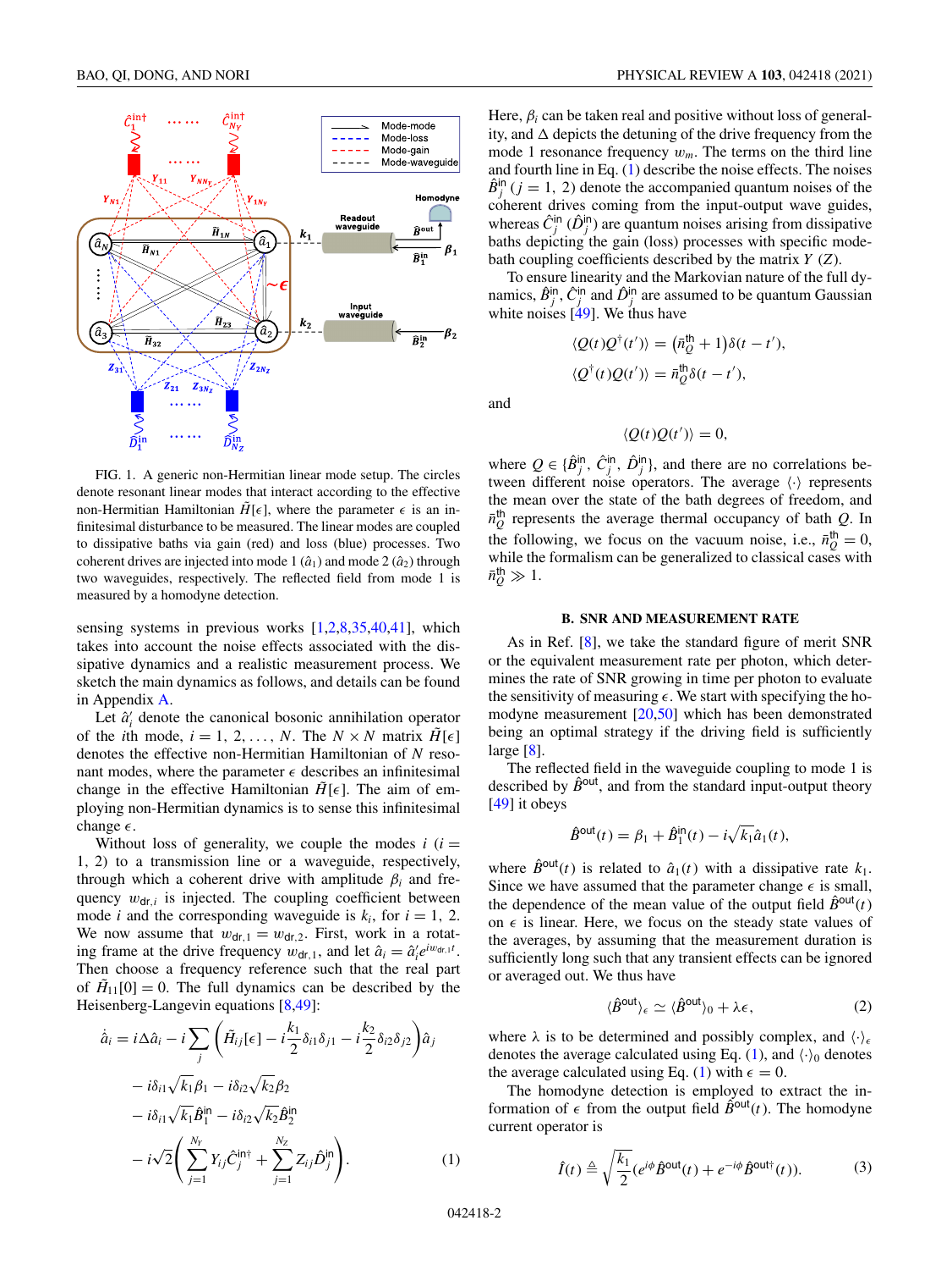FIG. 1. A generic non-Hermitian linear mode setup. The circles denote resonant linear modes that interact according to the effective non-Hermitian Hamiltonian $\tilde{H}[\epsilon]$, where the parameter $\epsilon$ is an infinitesimal disturbance to be measured. The linear modes are coupled to dissipative baths via gain (red) and loss (blue) processes. Two coherent drives are injected into mode 1 ($\hat{a}_1$) and mode 2 ($\hat{a}_2$) through two waveguides, respectively. The reflected field from mode 1 is measured by a homodyne detection.

sensing systems in previous works [1,2,8,35,40,41], which takes into account the noise effects associated with the dissipative dynamics and a realistic measurement process. We sketch the main dynamics as follows, and details can be found in Appendix A.

Let $\hat{a}'_i$ denote the canonical bosonic annihilation operator of the $i$th mode, $i = 1, 2, \ldots, N$. The $N \times N$ matrix $\tilde{H}[\epsilon]$ denotes the effective non-Hermitian Hamiltonian of $N$ resonant modes, where the parameter $\epsilon$ describes an infinitesimal change in the effective Hamiltonian $\tilde{H}[\epsilon]$. The aim of employing non-Hermitian dynamics is to sense this infinitesimal change $\epsilon$.

Without loss of generality, we couple the modes $i$ ($i = 1, 2$) to a transmission line or a waveguide, respectively, through which a coherent drive with amplitude $\beta_i$ and frequency $w_{\mathrm{dr},i}$ is injected. The coupling coefficient between mode $i$ and the corresponding waveguide is $k_i$, for $i = 1, 2$. We now assume that $w_{\mathrm{dr},1} = w_{\mathrm{dr},2}$. First, work in a rotating frame at the drive frequency $w_{\mathrm{dr},1}$, and let $\hat{a}_i = \hat{a}'_i e^{iw_{\mathrm{dr},1}t}$. Then choose a frequency reference such that the real part of $\tilde{H}_{11}[0] = 0$. The full dynamics can be described by the Heisenberg-Langevin equations [8,49]:

$$
\begin{aligned}
\dot{\hat{a}}_i = i\Delta\hat{a}_i &- i\sum_j \left(\tilde{H}_{ij}[\epsilon] - i\frac{k_1}{2}\delta_{i1}\delta_{j1} - i\frac{k_2}{2}\delta_{i2}\delta_{j2}\right)\hat{a}_j \\
&- i\delta_{i1}\sqrt{k_1}\beta_1 - i\delta_{i2}\sqrt{k_2}\beta_2 \\
&- i\delta_{i1}\sqrt{k_1}\hat{B}_1^{\mathrm{in}} - i\delta_{i2}\sqrt{k_2}\hat{B}_2^{\mathrm{in}} \\
&- i\sqrt{2}\left(\sum_{j=1}^{N_Y} Y_{ij}\hat{C}_j^{\mathrm{in}\dagger} + \sum_{j=1}^{N_Z} Z_{ij}\hat{D}_j^{\mathrm{in}}\right).
\end{aligned}
\tag{1}
$$

Here, $\beta_i$ can be taken real and positive without loss of generality, and $\Delta$ depicts the detuning of the drive frequency from the mode 1 resonance frequency $w_m$. The terms on the third line and fourth line in Eq. (1) describe the noise effects. The noises $\hat{B}_j^{\mathrm{in}}$ ($j = 1, 2$) denote the accompanied quantum noises of the coherent drives coming from the input-output wave guides, whereas $\hat{C}_j^{\mathrm{in}}$ ($\hat{D}_j^{\mathrm{in}}$) are quantum noises arising from dissipative baths depicting the gain (loss) processes with specific mode-bath coupling coefficients described by the matrix $Y$ ($Z$).

To ensure linearity and the Markovian nature of the full dynamics, $\hat{B}_j^{\mathrm{in}}$, $\hat{C}_j^{\mathrm{in}}$ and $\hat{D}_j^{\mathrm{in}}$ are assumed to be quantum Gaussian white noises [49]. We thus have

$$
\begin{aligned}
\langle Q(t)Q^\dagger(t')\rangle &= \left(\bar{n}_Q^{\mathrm{th}} + 1\right)\delta(t - t'), \\
\langle Q^\dagger(t)Q(t')\rangle &= \bar{n}_Q^{\mathrm{th}}\delta(t - t'),
\end{aligned}
$$

and

$$
\langle Q(t)Q(t')\rangle = 0,
$$

where $Q \in \{\hat{B}_j^{\mathrm{in}}, \hat{C}_j^{\mathrm{in}}, \hat{D}_j^{\mathrm{in}}\}$, and there are no correlations between different noise operators. The average $\langle\cdot\rangle$ represents the mean over the state of the bath degrees of freedom, and $\bar{n}_Q^{\mathrm{th}}$ represents the average thermal occupancy of bath $Q$. In the following, we focus on the vacuum noise, i.e., $\bar{n}_Q^{\mathrm{th}} = 0$, while the formalism can be generalized to classical cases with $\bar{n}_Q^{\mathrm{th}} \gg 1$.

## B. SNR AND MEASUREMENT RATE

As in Ref. [8], we take the standard figure of merit SNR or the equivalent measurement rate per photon, which determines the rate of SNR growing in time per photon to evaluate the sensitivity of measuring $\epsilon$. We start with specifying the homodyne measurement [20,50] which has been demonstrated being an optimal strategy if the driving field is sufficiently large [8].

The reflected field in the waveguide coupling to mode 1 is described by $\hat{B}^{\mathrm{out}}$, and from the standard input-output theory [49] it obeys

$$
\hat{B}^{\mathrm{out}}(t) = \beta_1 + \hat{B}_1^{\mathrm{in}}(t) - i\sqrt{k_1}\hat{a}_1(t),
$$

where $\hat{B}^{\mathrm{out}}(t)$ is related to $\hat{a}_1(t)$ with a dissipative rate $k_1$. Since we have assumed that the parameter change $\epsilon$ is small, the dependence of the mean value of the output field $\hat{B}^{\mathrm{out}}(t)$ on $\epsilon$ is linear. Here, we focus on the steady state values of the averages, by assuming that the measurement duration is sufficiently long such that any transient effects can be ignored or averaged out. We thus have

$$
\langle\hat{B}^{\mathrm{out}}\rangle_\epsilon \simeq \langle\hat{B}^{\mathrm{out}}\rangle_0 + \lambda\epsilon,
\tag{2}
$$

where $\lambda$ is to be determined and possibly complex, and $\langle\cdot\rangle_\epsilon$ denotes the average calculated using Eq. (1), and $\langle\cdot\rangle_0$ denotes the average calculated using Eq. (1) with $\epsilon = 0$.

The homodyne detection is employed to extract the information of $\epsilon$ from the output field $\hat{B}^{\mathrm{out}}(t)$. The homodyne current operator is

$$
\hat{I}(t) \triangleq \sqrt{\frac{k_1}{2}}\left(e^{i\phi}\hat{B}^{\mathrm{out}}(t) + e^{-i\phi}\hat{B}^{\mathrm{out}\dagger}(t)\right).
\tag{3}
$$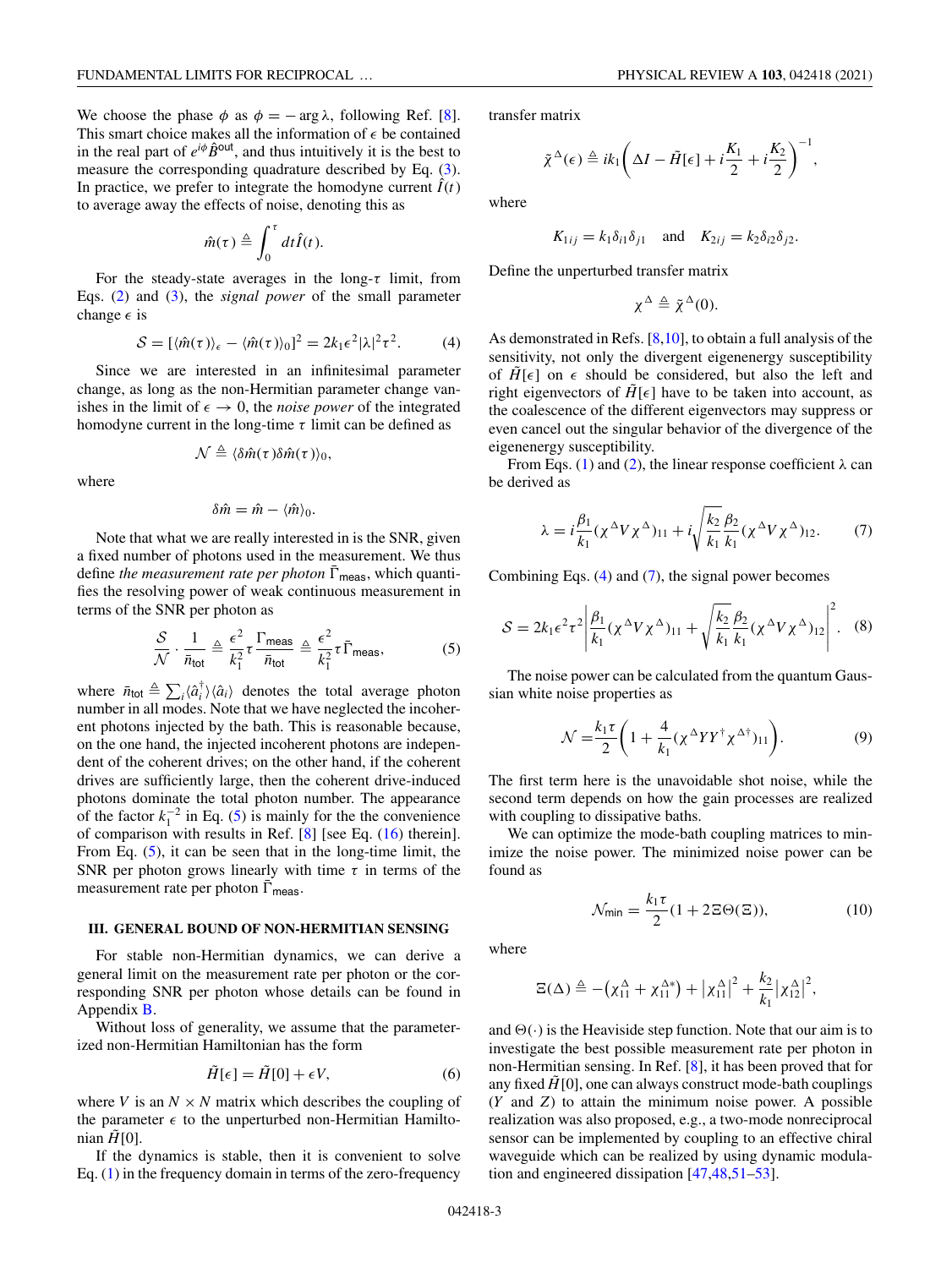We choose the phase $\phi$ as $\phi = -\arg\lambda$, following Ref. [8]. This smart choice makes all the information of $\epsilon$ be contained in the real part of $e^{i\phi}\hat{B}^{\text{out}}$, and thus intuitively it is the best to measure the corresponding quadrature described by Eq. (3). In practice, we prefer to integrate the homodyne current $\hat{I}(t)$ to average away the effects of noise, denoting this as

$$\hat{m}(\tau) \triangleq \int_0^\tau dt \hat{I}(t).$$

For the steady-state averages in the long-$\tau$ limit, from Eqs. (2) and (3), the *signal power* of the small parameter change $\epsilon$ is

$$\mathcal{S} = [\langle \hat{m}(\tau)\rangle_\epsilon - \langle \hat{m}(\tau)\rangle_0]^2 = 2k_1\epsilon^2|\lambda|^2\tau^2. \tag{4}$$

Since we are interested in an infinitesimal parameter change, as long as the non-Hermitian parameter change vanishes in the limit of $\epsilon \to 0$, the *noise power* of the integrated homodyne current in the long-time $\tau$ limit can be defined as

$$\mathcal{N} \triangleq \langle \delta\hat{m}(\tau)\delta\hat{m}(\tau)\rangle_0,$$

where

$$\delta\hat{m} = \hat{m} - \langle \hat{m}\rangle_0.$$

Note that what we are really interested in is the SNR, given a fixed number of photons used in the measurement. We thus define *the measurement rate per photon* $\bar{\Gamma}_{\text{meas}}$, which quantifies the resolving power of weak continuous measurement in terms of the SNR per photon as

$$\frac{\mathcal{S}}{\mathcal{N}} \cdot \frac{1}{\bar{n}_{\text{tot}}} \triangleq \frac{\epsilon^2}{k_1^2}\tau\frac{\Gamma_{\text{meas}}}{\bar{n}_{\text{tot}}} \triangleq \frac{\epsilon^2}{k_1^2}\tau\bar{\Gamma}_{\text{meas}}, \tag{5}$$

where $\bar{n}_{\text{tot}} \triangleq \sum_i \langle \hat{a}_i^\dagger\rangle\langle \hat{a}_i\rangle$ denotes the total average photon number in all modes. Note that we have neglected the incoherent photons injected by the bath. This is reasonable because, on the one hand, the injected incoherent photons are independent of the coherent drives; on the other hand, if the coherent drives are sufficiently large, then the coherent drive-induced photons dominate the total photon number. The appearance of the factor $k_1^{-2}$ in Eq. (5) is mainly for the the convenience of comparison with results in Ref. [8] [see Eq. (16) therein]. From Eq. (5), it can be seen that in the long-time limit, the SNR per photon grows linearly with time $\tau$ in terms of the measurement rate per photon $\bar{\Gamma}_{\text{meas}}$.

### III. GENERAL BOUND OF NON-HERMITIAN SENSING

For stable non-Hermitian dynamics, we can derive a general limit on the measurement rate per photon or the corresponding SNR per photon whose details can be found in Appendix B.

Without loss of generality, we assume that the parameterized non-Hermitian Hamiltonian has the form

$$\tilde{H}[\epsilon] = \tilde{H}[0] + \epsilon V, \tag{6}$$

where $V$ is an $N \times N$ matrix which describes the coupling of the parameter $\epsilon$ to the unperturbed non-Hermitian Hamiltonian $\tilde{H}[0]$.

If the dynamics is stable, then it is convenient to solve Eq. (1) in the frequency domain in terms of the zero-frequency transfer matrix

$$\tilde{\chi}^\Delta(\epsilon) \triangleq ik_1\left(\Delta I - \tilde{H}[\epsilon] + i\frac{K_1}{2} + i\frac{K_2}{2}\right)^{-1},$$

where

$$K_{1ij} = k_1\delta_{i1}\delta_{j1} \quad \text{and} \quad K_{2ij} = k_2\delta_{i2}\delta_{j2}.$$

Define the unperturbed transfer matrix

$$\chi^\Delta \triangleq \tilde{\chi}^\Delta(0).$$

As demonstrated in Refs. [8,10], to obtain a full analysis of the sensitivity, not only the divergent eigenenergy susceptibility of $\tilde{H}[\epsilon]$ on $\epsilon$ should be considered, but also the left and right eigenvectors of $\tilde{H}[\epsilon]$ have to be taken into account, as the coalescence of the different eigenvectors may suppress or even cancel out the singular behavior of the divergence of the eigenenergy susceptibility.

From Eqs. (1) and (2), the linear response coefficient $\lambda$ can be derived as

$$\lambda = i\frac{\beta_1}{k_1}(\chi^\Delta V\chi^\Delta)_{11} + i\sqrt{\frac{k_2}{k_1}}\frac{\beta_2}{k_1}(\chi^\Delta V\chi^\Delta)_{12}. \tag{7}$$

Combining Eqs. (4) and (7), the signal power becomes

$$\mathcal{S} = 2k_1\epsilon^2\tau^2\left|\frac{\beta_1}{k_1}(\chi^\Delta V\chi^\Delta)_{11} + \sqrt{\frac{k_2}{k_1}}\frac{\beta_2}{k_1}(\chi^\Delta V\chi^\Delta)_{12}\right|^2. \tag{8}$$

The noise power can be calculated from the quantum Gaussian white noise properties as

$$\mathcal{N} = \frac{k_1\tau}{2}\left(1 + \frac{4}{k_1}(\chi^\Delta YY^\dagger\chi^{\Delta\dagger})_{11}\right). \tag{9}$$

The first term here is the unavoidable shot noise, while the second term depends on how the gain processes are realized with coupling to dissipative baths.

We can optimize the mode-bath coupling matrices to minimize the noise power. The minimized noise power can be found as

$$\mathcal{N}_{\text{min}} = \frac{k_1\tau}{2}(1 + 2\Xi\Theta(\Xi)), \tag{10}$$

where

$$\Xi(\Delta) \triangleq -\left(\chi_{11}^\Delta + \chi_{11}^{\Delta*}\right) + \left|\chi_{11}^\Delta\right|^2 + \frac{k_2}{k_1}\left|\chi_{12}^\Delta\right|^2,$$

and $\Theta(\cdot)$ is the Heaviside step function. Note that our aim is to investigate the best possible measurement rate per photon in non-Hermitian sensing. In Ref. [8], it has been proved that for any fixed $\tilde{H}[0]$, one can always construct mode-bath couplings ($Y$ and $Z$) to attain the minimum noise power. A possible realization was also proposed, e.g., a two-mode nonreciprocal sensor can be implemented by coupling to an effective chiral waveguide which can be realized by using dynamic modulation and engineered dissipation [47,48,51–53].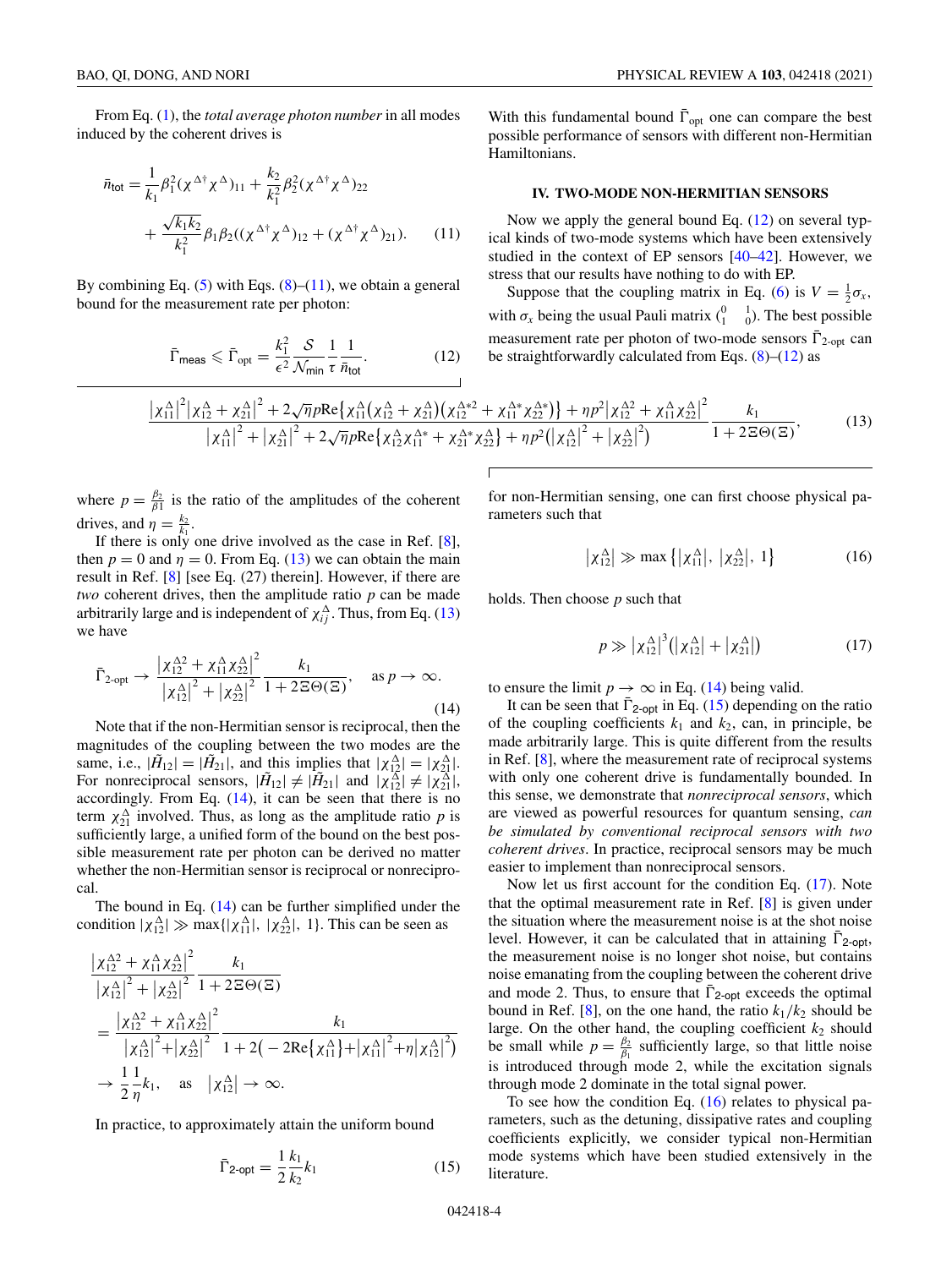From Eq. (1), the *total average photon number* in all modes induced by the coherent drives is

$$\bar{n}_{\rm tot} = \frac{1}{k_1}\beta_1^2(\chi^{\Delta\dagger}\chi^{\Delta})_{11} + \frac{k_2}{k_1^2}\beta_2^2(\chi^{\Delta\dagger}\chi^{\Delta})_{22} + \frac{\sqrt{k_1k_2}}{k_1^2}\beta_1\beta_2((\chi^{\Delta\dagger}\chi^{\Delta})_{12} + (\chi^{\Delta\dagger}\chi^{\Delta})_{21}). \tag{11}$$

By combining Eq. (5) with Eqs. (8)–(11), we obtain a general bound for the measurement rate per photon:

$$\bar{\Gamma}_{\rm meas} \leqslant \bar{\Gamma}_{\rm opt} = \frac{k_1^2}{\epsilon^2}\frac{\mathcal{S}}{\mathcal{N}_{\rm min}}\frac{1}{\tau}\frac{1}{\bar{n}_{\rm tot}}. \tag{12}$$

With this fundamental bound $\bar{\Gamma}_{\rm opt}$ one can compare the best possible performance of sensors with different non-Hermitian Hamiltonians.

## IV. TWO-MODE NON-HERMITIAN SENSORS

Now we apply the general bound Eq. (12) on several typical kinds of two-mode systems which have been extensively studied in the context of EP sensors [40–42]. However, we stress that our results have nothing to do with EP.

Suppose that the coupling matrix in Eq. (6) is $V = \frac{1}{2}\sigma_x$, with $\sigma_x$ being the usual Pauli matrix $\begin{pmatrix} 0 & 1 \\ 1 & 0 \end{pmatrix}$. The best possible measurement rate per photon of two-mode sensors $\bar{\Gamma}_{\text{2-opt}}$ can be straightforwardly calculated from Eqs. (8)–(12) as

$$\frac{|\chi_{11}^{\Delta}|^2|\chi_{12}^{\Delta}+\chi_{21}^{\Delta}|^2 + 2\sqrt{\eta}p{\rm Re}\{\chi_{11}^{\Delta}(\chi_{12}^{\Delta}+\chi_{21}^{\Delta})(\chi_{12}^{\Delta*2}+\chi_{11}^{\Delta*}\chi_{22}^{\Delta*})\} + \eta p^2|\chi_{12}^{\Delta2}+\chi_{11}^{\Delta}\chi_{22}^{\Delta}|^2}{|\chi_{11}^{\Delta}|^2+|\chi_{21}^{\Delta}|^2 + 2\sqrt{\eta}p{\rm Re}\{\chi_{12}^{\Delta}\chi_{11}^{\Delta*}+\chi_{21}^{\Delta*}\chi_{22}^{\Delta}\} + \eta p^2(|\chi_{12}^{\Delta}|^2+|\chi_{22}^{\Delta}|^2)}\frac{k_1}{1+2\Xi\Theta(\Xi)}, \tag{13}$$

where $p = \frac{\beta_2}{\beta_1}$ is the ratio of the amplitudes of the coherent drives, and $\eta = \frac{k_2}{k_1}$.

If there is only one drive involved as the case in Ref. [8], then $p = 0$ and $\eta = 0$. From Eq. (13) we can obtain the main result in Ref. [8] [see Eq. (27) therein]. However, if there are *two* coherent drives, then the amplitude ratio $p$ can be made arbitrarily large and is independent of $\chi_{ij}^{\Delta}$. Thus, from Eq. (13) we have

$$\bar{\Gamma}_{\text{2-opt}} \to \frac{|\chi_{12}^{\Delta2}+\chi_{11}^{\Delta}\chi_{22}^{\Delta}|^2}{|\chi_{12}^{\Delta}|^2+|\chi_{22}^{\Delta}|^2}\frac{k_1}{1+2\Xi\Theta(\Xi)}, \quad \text{as } p\to\infty. \tag{14}$$

Note that if the non-Hermitian sensor is reciprocal, then the magnitudes of the coupling between the two modes are the same, i.e., $|\tilde{H}_{12}| = |\tilde{H}_{21}|$, and this implies that $|\chi_{12}^{\Delta}| = |\chi_{21}^{\Delta}|$. For nonreciprocal sensors, $|\tilde{H}_{12}| \neq |\tilde{H}_{21}|$ and $|\chi_{12}^{\Delta}| \neq |\chi_{21}^{\Delta}|$, accordingly. From Eq. (14), it can be seen that there is no term $\chi_{21}^{\Delta}$ involved. Thus, as long as the amplitude ratio $p$ is sufficiently large, a unified form of the bound on the best possible measurement rate per photon can be derived no matter whether the non-Hermitian sensor is reciprocal or nonreciprocal.

The bound in Eq. (14) can be further simplified under the condition $|\chi_{12}^{\Delta}| \gg \max\{|\chi_{11}^{\Delta}|, |\chi_{22}^{\Delta}|, 1\}$. This can be seen as

$$\begin{aligned}
&\frac{|\chi_{12}^{\Delta2}+\chi_{11}^{\Delta}\chi_{22}^{\Delta}|^2}{|\chi_{12}^{\Delta}|^2+|\chi_{22}^{\Delta}|^2}\frac{k_1}{1+2\Xi\Theta(\Xi)}\\
&= \frac{|\chi_{12}^{\Delta2}+\chi_{11}^{\Delta}\chi_{22}^{\Delta}|^2}{|\chi_{12}^{\Delta}|^2+|\chi_{22}^{\Delta}|^2}\frac{k_1}{1+2(-2{\rm Re}\{\chi_{11}^{\Delta}\}+|\chi_{11}^{\Delta}|^2+\eta|\chi_{12}^{\Delta}|^2)}\\
&\to \frac{1}{2}\frac{1}{\eta}k_1, \quad \text{as} \quad |\chi_{12}^{\Delta}|\to\infty.
\end{aligned}$$

In practice, to approximately attain the uniform bound

$$\bar{\Gamma}_{\text{2-opt}} = \frac{1}{2}\frac{k_1}{k_2}k_1 \tag{15}$$

for non-Hermitian sensing, one can first choose physical parameters such that

$$|\chi_{12}^{\Delta}| \gg \max\{|\chi_{11}^{\Delta}|, |\chi_{22}^{\Delta}|, 1\} \tag{16}$$

holds. Then choose $p$ such that

$$p \gg |\chi_{12}^{\Delta}|^3(|\chi_{12}^{\Delta}|+|\chi_{21}^{\Delta}|) \tag{17}$$

to ensure the limit $p\to\infty$ in Eq. (14) being valid.

It can be seen that $\bar{\Gamma}_{\text{2-opt}}$ in Eq. (15) depending on the ratio of the coupling coefficients $k_1$ and $k_2$, can, in principle, be made arbitrarily large. This is quite different from the results in Ref. [8], where the measurement rate of reciprocal systems with only one coherent drive is fundamentally bounded. In this sense, we demonstrate that *nonreciprocal sensors*, which are viewed as powerful resources for quantum sensing, *can be simulated by conventional reciprocal sensors with two coherent drives*. In practice, reciprocal sensors may be much easier to implement than nonreciprocal sensors.

Now let us first account for the condition Eq. (17). Note that the optimal measurement rate in Ref. [8] is given under the situation where the measurement noise is at the shot noise level. However, it can be calculated that in attaining $\bar{\Gamma}_{\text{2-opt}}$, the measurement noise is no longer shot noise, but contains noise emanating from the coupling between the coherent drive and mode 2. Thus, to ensure that $\bar{\Gamma}_{\text{2-opt}}$ exceeds the optimal bound in Ref. [8], on the one hand, the ratio $k_1/k_2$ should be large. On the other hand, the coupling coefficient $k_2$ should be small while $p = \frac{\beta_2}{\beta_1}$ sufficiently large, so that little noise is introduced through mode 2, while the excitation signals through mode 2 dominate in the total signal power.

To see how the condition Eq. (16) relates to physical parameters, such as the detuning, dissipative rates and coupling coefficients explicitly, we consider typical non-Hermitian mode systems which have been studied extensively in the literature.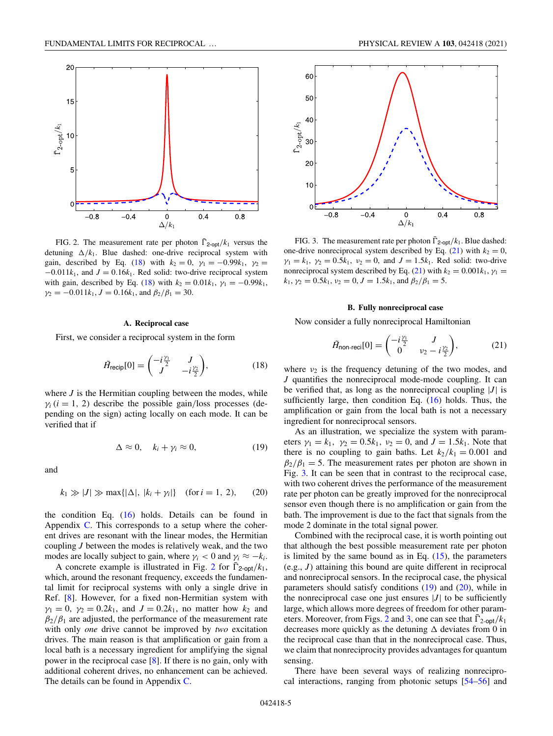FIG. 2. The measurement rate per photon $\bar{\Gamma}_{2\text{-opt}}/k_1$ versus the detuning $\Delta/k_1$. Blue dashed: one-drive reciprocal system with gain, described by Eq. (18) with $k_2 = 0$, $\gamma_1 = -0.99k_1$, $\gamma_2 = -0.011k_1$, and $J = 0.16k_1$. Red solid: two-drive reciprocal system with gain, described by Eq. (18) with $k_2 = 0.01k_1$, $\gamma_1 = -0.99k_1$, $\gamma_2 = -0.011k_1$, $J = 0.16k_1$, and $\beta_2/\beta_1 = 30$.

### A. Reciprocal case

First, we consider a reciprocal system in the form

$$\tilde{H}_{\text{recip}}[0] = \begin{pmatrix} -i\frac{\gamma_1}{2} & J \\ J & -i\frac{\gamma_2}{2} \end{pmatrix}, \tag{18}$$

where $J$ is the Hermitian coupling between the modes, while $\gamma_i\,(i = 1, 2)$ describe the possible gain/loss processes (depending on the sign) acting locally on each mode. It can be verified that if

$$\Delta \approx 0, \quad k_i + \gamma_i \approx 0, \tag{19}$$

and

$$k_1 \gg |J| \gg \max\{|\Delta|, |k_i + \gamma_i|\} \quad (\text{for } i = 1, 2), \tag{20}$$

the condition Eq. (16) holds. Details can be found in Appendix C. This corresponds to a setup where the coherent drives are resonant with the linear modes, the Hermitian coupling $J$ between the modes is relatively weak, and the two modes are locally subject to gain, where $\gamma_i < 0$ and $\gamma_i \approx -k_i$.

A concrete example is illustrated in Fig. 2 for $\bar{\Gamma}_{2\text{-opt}}/k_1$, which, around the resonant frequency, exceeds the fundamental limit for reciprocal systems with only a single drive in Ref. [8]. However, for a fixed non-Hermitian system with $\gamma_1 = 0$, $\gamma_2 = 0.2k_1$, and $J = 0.2k_1$, no matter how $k_2$ and $\beta_2/\beta_1$ are adjusted, the performance of the measurement rate with only *one* drive cannot be improved by *two* excitation drives. The main reason is that amplification or gain from a local bath is a necessary ingredient for amplifying the signal power in the reciprocal case [8]. If there is no gain, only with additional coherent drives, no enhancement can be achieved. The details can be found in Appendix C.

FIG. 3. The measurement rate per photon $\bar{\Gamma}_{2\text{-opt}}/k_1$. Blue dashed: one-drive nonreciprocal system described by Eq. (21) with $k_2 = 0$, $\gamma_1 = k_1$, $\gamma_2 = 0.5k_1$, $\nu_2 = 0$, and $J = 1.5k_1$. Red solid: two-drive nonreciprocal system described by Eq. (21) with $k_2 = 0.001k_1$, $\gamma_1 = k_1$, $\gamma_2 = 0.5k_1$, $\nu_2 = 0$, $J = 1.5k_1$, and $\beta_2/\beta_1 = 5$.

### B. Fully nonreciprocal case

Now consider a fully nonreciprocal Hamiltonian

$$\tilde{H}_{\text{non-reci}}[0] = \begin{pmatrix} -i\frac{\gamma_1}{2} & J \\ 0 & \nu_2 - i\frac{\gamma_2}{2} \end{pmatrix}, \tag{21}$$

where $\nu_2$ is the frequency detuning of the two modes, and $J$ quantifies the nonreciprocal mode-mode coupling. It can be verified that, as long as the nonreciprocal coupling $|J|$ is sufficiently large, then condition Eq. (16) holds. Thus, the amplification or gain from the local bath is not a necessary ingredient for nonreciprocal sensors.

As an illustration, we specialize the system with parameters $\gamma_1 = k_1$, $\gamma_2 = 0.5k_1$, $\nu_2 = 0$, and $J = 1.5k_1$. Note that there is no coupling to gain baths. Let $k_2/k_1 = 0.001$ and $\beta_2/\beta_1 = 5$. The measurement rates per photon are shown in Fig. 3. It can be seen that in contrast to the reciprocal case, with two coherent drives the performance of the measurement rate per photon can be greatly improved for the nonreciprocal sensor even though there is no amplification or gain from the bath. The improvement is due to the fact that signals from the mode 2 dominate in the total signal power.

Combined with the reciprocal case, it is worth pointing out that although the best possible measurement rate per photon is limited by the same bound as in Eq. (15), the parameters (e.g., $J$) attaining this bound are quite different in reciprocal and nonreciprocal sensors. In the reciprocal case, the physical parameters should satisfy conditions (19) and (20), while in the nonreciprocal case one just ensures $|J|$ to be sufficiently large, which allows more degrees of freedom for other parameters. Moreover, from Figs. 2 and 3, one can see that $\bar{\Gamma}_{2\text{-opt}}/k_1$ decreases more quickly as the detuning $\Delta$ deviates from 0 in the reciprocal case than that in the nonreciprocal case. Thus, we claim that nonreciprocity provides advantages for quantum sensing.

There have been several ways of realizing nonreciprocal interactions, ranging from photonic setups [54–56] and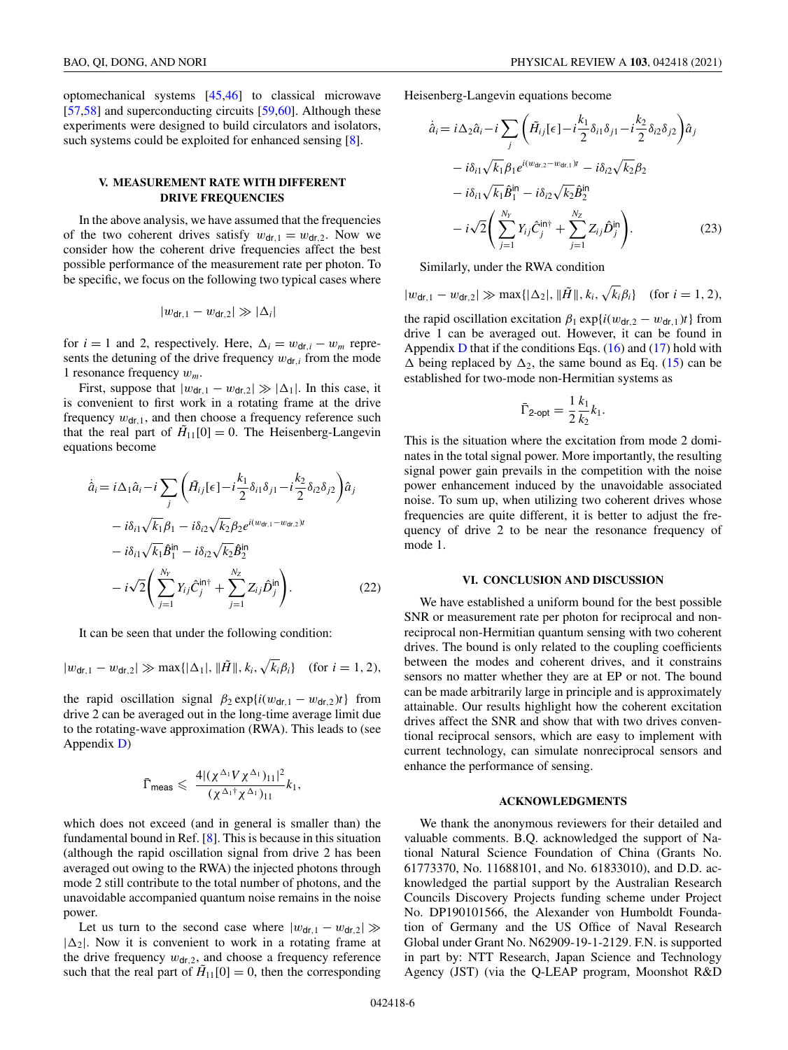optomechanical systems [45,46] to classical microwave [57,58] and superconducting circuits [59,60]. Although these experiments were designed to build circulators and isolators, such systems could be exploited for enhanced sensing [8].

## V. MEASUREMENT RATE WITH DIFFERENT DRIVE FREQUENCIES

In the above analysis, we have assumed that the frequencies of the two coherent drives satisfy $w_{\mathrm{dr},1} = w_{\mathrm{dr},2}$. Now we consider how the coherent drive frequencies affect the best possible performance of the measurement rate per photon. To be specific, we focus on the following two typical cases where

$$|w_{\mathrm{dr},1} - w_{\mathrm{dr},2}| \gg |\Delta_i|$$

for $i = 1$ and 2, respectively. Here, $\Delta_i = w_{\mathrm{dr},i} - w_m$ represents the detuning of the drive frequency $w_{\mathrm{dr},i}$ from the mode 1 resonance frequency $w_m$.

First, suppose that $|w_{\mathrm{dr},1} - w_{\mathrm{dr},2}| \gg |\Delta_1|$. In this case, it is convenient to first work in a rotating frame at the drive frequency $w_{\mathrm{dr},1}$, and then choose a frequency reference such that the real part of $\tilde{H}_{11}[0] = 0$. The Heisenberg-Langevin equations become

$$\begin{aligned}\dot{\hat{a}}_i = {} & i\Delta_1\hat{a}_i - i\sum_j\left(\tilde{H}_{ij}[\epsilon] - i\frac{k_1}{2}\delta_{i1}\delta_{j1} - i\frac{k_2}{2}\delta_{i2}\delta_{j2}\right)\hat{a}_j \\ & - i\delta_{i1}\sqrt{k_1}\beta_1 - i\delta_{i2}\sqrt{k_2}\beta_2 e^{i(w_{\mathrm{dr},1}-w_{\mathrm{dr},2})t} \\ & - i\delta_{i1}\sqrt{k_1}\hat{B}_1^{\mathrm{in}} - i\delta_{i2}\sqrt{k_2}\hat{B}_2^{\mathrm{in}} \\ & - i\sqrt{2}\left(\sum_{j=1}^{N_Y} Y_{ij}\hat{C}_j^{\mathrm{in}\dagger} + \sum_{j=1}^{N_Z} Z_{ij}\hat{D}_j^{\mathrm{in}}\right).\end{aligned} \tag{22}$$

It can be seen that under the following condition:

$$|w_{\mathrm{dr},1} - w_{\mathrm{dr},2}| \gg \max\{|\Delta_1|, \|\tilde{H}\|, k_i, \sqrt{k_i}\beta_i\} \quad (\text{for } i = 1, 2),$$

the rapid oscillation signal $\beta_2 \exp\{i(w_{\mathrm{dr},1} - w_{\mathrm{dr},2})t\}$ from drive 2 can be averaged out in the long-time average limit due to the rotating-wave approximation (RWA). This leads to (see Appendix D)

$$\bar{\Gamma}_{\mathrm{meas}} \leqslant \frac{4|(\chi^{\Delta_1}V\chi^{\Delta_1})_{11}|^2}{(\chi^{\Delta_1\dagger}\chi^{\Delta_1})_{11}}k_1,$$

which does not exceed (and in general is smaller than) the fundamental bound in Ref. [8]. This is because in this situation (although the rapid oscillation signal from drive 2 has been averaged out owing to the RWA) the injected photons through mode 2 still contribute to the total number of photons, and the unavoidable accompanied quantum noise remains in the noise power.

Let us turn to the second case where $|w_{\mathrm{dr},1} - w_{\mathrm{dr},2}| \gg |\Delta_2|$. Now it is convenient to work in a rotating frame at the drive frequency $w_{\mathrm{dr},2}$, and choose a frequency reference such that the real part of $\tilde{H}_{11}[0] = 0$, then the corresponding Heisenberg-Langevin equations become

$$\begin{aligned}\dot{\hat{a}}_i = {} & i\Delta_2\hat{a}_i - i\sum_j\left(\tilde{H}_{ij}[\epsilon] - i\frac{k_1}{2}\delta_{i1}\delta_{j1} - i\frac{k_2}{2}\delta_{i2}\delta_{j2}\right)\hat{a}_j \\ & - i\delta_{i1}\sqrt{k_1}\beta_1 e^{i(w_{\mathrm{dr},2}-w_{\mathrm{dr},1})t} - i\delta_{i2}\sqrt{k_2}\beta_2 \\ & - i\delta_{i1}\sqrt{k_1}\hat{B}_1^{\mathrm{in}} - i\delta_{i2}\sqrt{k_2}\hat{B}_2^{\mathrm{in}} \\ & - i\sqrt{2}\left(\sum_{j=1}^{N_Y} Y_{ij}\hat{C}_j^{\mathrm{in}\dagger} + \sum_{j=1}^{N_Z} Z_{ij}\hat{D}_j^{\mathrm{in}}\right).\end{aligned} \tag{23}$$

Similarly, under the RWA condition

$$|w_{\mathrm{dr},1} - w_{\mathrm{dr},2}| \gg \max\{|\Delta_2|, \|\tilde{H}\|, k_i, \sqrt{k_i}\beta_i\} \quad (\text{for } i = 1, 2),$$

the rapid oscillation excitation $\beta_1 \exp\{i(w_{\mathrm{dr},2} - w_{\mathrm{dr},1})t\}$ from drive 1 can be averaged out. However, it can be found in Appendix D that if the conditions Eqs. (16) and (17) hold with $\Delta$ being replaced by $\Delta_2$, the same bound as Eq. (15) can be established for two-mode non-Hermitian systems as

$$\bar{\Gamma}_{2\text{-opt}} = \frac{1}{2}\frac{k_1}{k_2}k_1.$$

This is the situation where the excitation from mode 2 dominates in the total signal power. More importantly, the resulting signal power gain prevails in the competition with the noise power enhancement induced by the unavoidable associated noise. To sum up, when utilizing two coherent drives whose frequencies are quite different, it is better to adjust the frequency of drive 2 to be near the resonance frequency of mode 1.

## VI. CONCLUSION AND DISCUSSION

We have established a uniform bound for the best possible SNR or measurement rate per photon for reciprocal and nonreciprocal non-Hermitian quantum sensing with two coherent drives. The bound is only related to the coupling coefficients between the modes and coherent drives, and it constrains sensors no matter whether they are at EP or not. The bound can be made arbitrarily large in principle and is approximately attainable. Our results highlight how the coherent excitation drives affect the SNR and show that with two drives conventional reciprocal sensors, which are easy to implement with current technology, can simulate nonreciprocal sensors and enhance the performance of sensing.

## ACKNOWLEDGMENTS

We thank the anonymous reviewers for their detailed and valuable comments. B.Q. acknowledged the support of National Natural Science Foundation of China (Grants No. 61773370, No. 11688101, and No. 61833010), and D.D. acknowledged the partial support by the Australian Research Councils Discovery Projects funding scheme under Project No. DP190101566, the Alexander von Humboldt Foundation of Germany and the US Office of Naval Research Global under Grant No. N62909-19-1-2129. F.N. is supported in part by: NTT Research, Japan Science and Technology Agency (JST) (via the Q-LEAP program, Moonshot R&D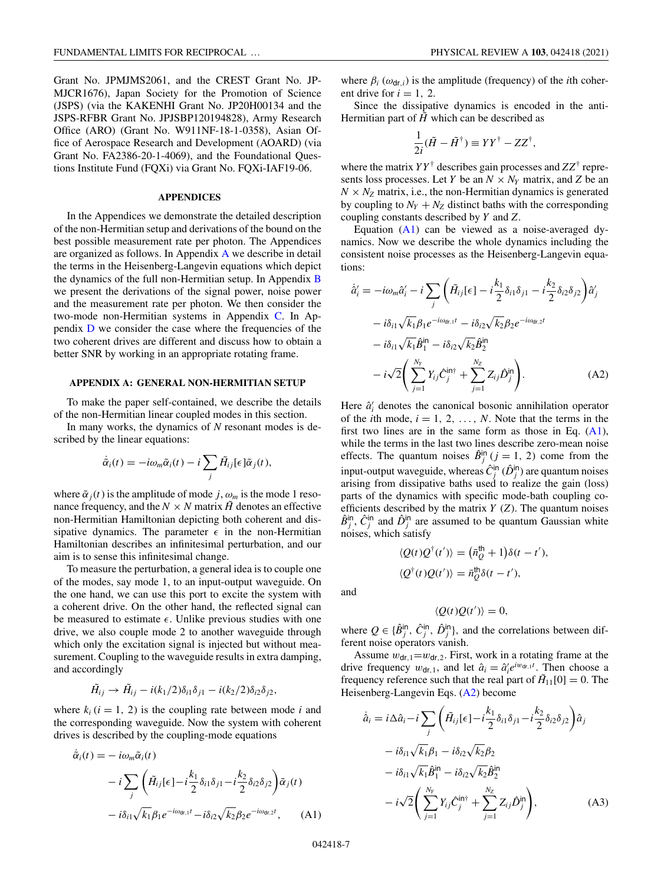Grant No. JPMJMS2061, and the CREST Grant No. JPMJCR1676), Japan Society for the Promotion of Science (JSPS) (via the KAKENHI Grant No. JP20H00134 and the JSPS-RFBR Grant No. JPJSBP120194828), Army Research Office (ARO) (Grant No. W911NF-18-1-0358), Asian Office of Aerospace Research and Development (AOARD) (via Grant No. FA2386-20-1-4069), and the Foundational Questions Institute Fund (FQXi) via Grant No. FQXi-IAF19-06.

## APPENDICES

In the Appendices we demonstrate the detailed description of the non-Hermitian setup and derivations of the bound on the best possible measurement rate per photon. The Appendices are organized as follows. In Appendix A we describe in detail the terms in the Heisenberg-Langevin equations which depict the dynamics of the full non-Hermitian setup. In Appendix B we present the derivations of the signal power, noise power and the measurement rate per photon. We then consider the two-mode non-Hermitian systems in Appendix C. In Appendix D we consider the case where the frequencies of the two coherent drives are different and discuss how to obtain a better SNR by working in an appropriate rotating frame.

### APPENDIX A: GENERAL NON-HERMITIAN SETUP

To make the paper self-contained, we describe the details of the non-Hermitian linear coupled modes in this section.

In many works, the dynamics of $N$ resonant modes is described by the linear equations:

$$\dot{\tilde{\alpha}}_i(t) = -i\omega_m\tilde{\alpha}_i(t) - i\sum_j \tilde{H}_{ij}[\epsilon]\tilde{\alpha}_j(t),$$

where $\tilde{\alpha}_j(t)$ is the amplitude of mode $j$, $\omega_m$ is the mode 1 resonance frequency, and the $N\times N$ matrix $\tilde{H}$ denotes an effective non-Hermitian Hamiltonian depicting both coherent and dissipative dynamics. The parameter $\epsilon$ in the non-Hermitian Hamiltonian describes an infinitesimal perturbation, and our aim is to sense this infinitesimal change.

To measure the perturbation, a general idea is to couple one of the modes, say mode 1, to an input-output waveguide. On the one hand, we can use this port to excite the system with a coherent drive. On the other hand, the reflected signal can be measured to estimate $\epsilon$. Unlike previous studies with one drive, we also couple mode 2 to another waveguide through which only the excitation signal is injected but without measurement. Coupling to the waveguide results in extra damping, and accordingly

$$\tilde{H}_{ij} \to \tilde{H}_{ij} - i(k_1/2)\delta_{i1}\delta_{j1} - i(k_2/2)\delta_{i2}\delta_{j2},$$

where $k_i$ ($i = 1, 2$) is the coupling rate between mode $i$ and the corresponding waveguide. Now the system with coherent drives is described by the coupling-mode equations

$$\begin{aligned}\dot{\tilde{\alpha}}_i(t) =& -i\omega_m\tilde{\alpha}_i(t)\\ &- i\sum_j\left(\tilde{H}_{ij}[\epsilon] - i\frac{k_1}{2}\delta_{i1}\delta_{j1} - i\frac{k_2}{2}\delta_{i2}\delta_{j2}\right)\tilde{\alpha}_j(t)\\ &- i\delta_{i1}\sqrt{k_1}\beta_1 e^{-i\omega_{\mathrm{dr},1}t} - i\delta_{i2}\sqrt{k_2}\beta_2 e^{-i\omega_{\mathrm{dr},2}t},\end{aligned}\tag{A1}$$

where $\beta_i$ ($\omega_{\mathrm{dr},i}$) is the amplitude (frequency) of the $i$th coherent drive for $i = 1, 2$.

Since the dissipative dynamics is encoded in the anti-Hermitian part of $\tilde{H}$ which can be described as

$$\frac{1}{2i}(\tilde{H} - \tilde{H}^\dagger) \equiv YY^\dagger - ZZ^\dagger,$$

where the matrix $YY^\dagger$ describes gain processes and $ZZ^\dagger$ represents loss processes. Let $Y$ be an $N\times N_Y$ matrix, and $Z$ be an $N\times N_Z$ matrix, i.e., the non-Hermitian dynamics is generated by coupling to $N_Y + N_Z$ distinct baths with the corresponding coupling constants described by $Y$ and $Z$.

Equation (A1) can be viewed as a noise-averaged dynamics. Now we describe the whole dynamics including the consistent noise processes as the Heisenberg-Langevin equations:

$$\begin{aligned}\dot{\hat{a}}'_i =& -i\omega_m\hat{a}'_i - i\sum_j\left(\tilde{H}_{ij}[\epsilon] - i\frac{k_1}{2}\delta_{i1}\delta_{j1} - i\frac{k_2}{2}\delta_{i2}\delta_{j2}\right)\hat{a}'_j\\ &- i\delta_{i1}\sqrt{k_1}\beta_1 e^{-i\omega_{\mathrm{dr},1}t} - i\delta_{i2}\sqrt{k_2}\beta_2 e^{-i\omega_{\mathrm{dr},2}t}\\ &- i\delta_{i1}\sqrt{k_1}\hat{B}_1^{\mathrm{in}} - i\delta_{i2}\sqrt{k_2}\hat{B}_2^{\mathrm{in}}\\ &- i\sqrt{2}\left(\sum_{j=1}^{N_Y} Y_{ij}\hat{C}_j^{\mathrm{in}\dagger} + \sum_{j=1}^{N_Z} Z_{ij}\hat{D}_j^{\mathrm{in}}\right).\end{aligned}\tag{A2}$$

Here $\hat{a}'_i$ denotes the canonical bosonic annihilation operator of the $i$th mode, $i = 1, 2, \ldots, N$. Note that the terms in the first two lines are in the same form as those in Eq. (A1), while the terms in the last two lines describe zero-mean noise effects. The quantum noises $\hat{B}_j^{\mathrm{in}}$ ($j = 1, 2$) come from the input-output waveguide, whereas $\hat{C}_j^{\mathrm{in}}$ ($\hat{D}_j^{\mathrm{in}}$) are quantum noises arising from dissipative baths used to realize the gain (loss) parts of the dynamics with specific mode-bath coupling coefficients described by the matrix $Y$ ($Z$). The quantum noises $\hat{B}_j^{\mathrm{in}}$, $\hat{C}_j^{\mathrm{in}}$ and $\hat{D}_j^{\mathrm{in}}$ are assumed to be quantum Gaussian white noises, which satisfy

$$\begin{aligned}\langle Q(t)Q^\dagger(t')\rangle &= \left(\bar{n}_Q^{\mathrm{th}} + 1\right)\delta(t - t'),\\ \langle Q^\dagger(t)Q(t')\rangle &= \bar{n}_Q^{\mathrm{th}}\delta(t - t'),\end{aligned}$$

and

$$\langle Q(t)Q(t')\rangle = 0,$$

where $Q \in \{\hat{B}_j^{\mathrm{in}}, \hat{C}_j^{\mathrm{in}}, \hat{D}_j^{\mathrm{in}}\}$, and the correlations between different noise operators vanish.

Assume $w_{\mathrm{dr},1} = w_{\mathrm{dr},2}$. First, work in a rotating frame at the drive frequency $w_{\mathrm{dr},1}$, and let $\hat{a}_i = \hat{a}'_i e^{iw_{\mathrm{dr},1}t}$. Then choose a frequency reference such that the real part of $\tilde{H}_{11}[0] = 0$. The Heisenberg-Langevin Eqs. (A2) become

$$\begin{aligned}\dot{\hat{a}}_i =& i\Delta\hat{a}_i - i\sum_j\left(\tilde{H}_{ij}[\epsilon] - i\frac{k_1}{2}\delta_{i1}\delta_{j1} - i\frac{k_2}{2}\delta_{i2}\delta_{j2}\right)\hat{a}_j\\ &- i\delta_{i1}\sqrt{k_1}\beta_1 - i\delta_{i2}\sqrt{k_2}\beta_2\\ &- i\delta_{i1}\sqrt{k_1}\hat{B}_1^{\mathrm{in}} - i\delta_{i2}\sqrt{k_2}\hat{B}_2^{\mathrm{in}}\\ &- i\sqrt{2}\left(\sum_{j=1}^{N_Y} Y_{ij}\hat{C}_j^{\mathrm{in}\dagger} + \sum_{j=1}^{N_Z} Z_{ij}\hat{D}_j^{\mathrm{in}}\right),\end{aligned}\tag{A3}$$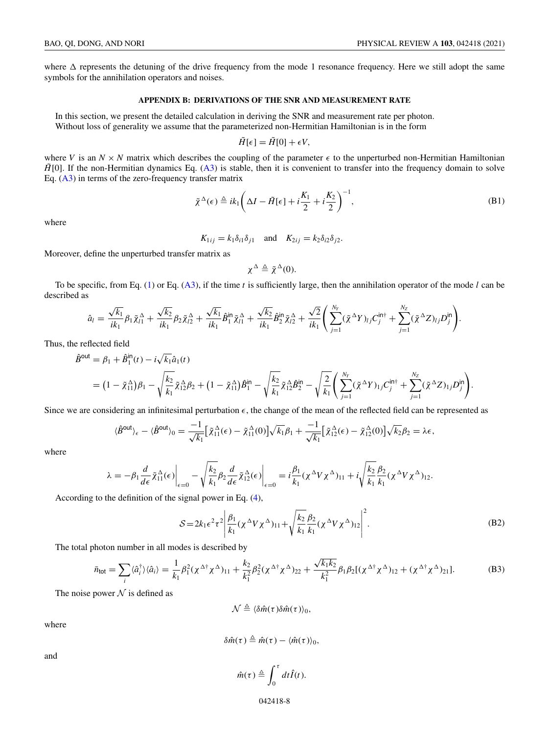where $\Delta$ represents the detuning of the drive frequency from the mode 1 resonance frequency. Here we still adopt the same symbols for the annihilation operators and noises.

## APPENDIX B: DERIVATIONS OF THE SNR AND MEASUREMENT RATE

In this section, we present the detailed calculation in deriving the SNR and measurement rate per photon.

Without loss of generality we assume that the parameterized non-Hermitian Hamiltonian is in the form

$$\tilde{H}[\epsilon] = \tilde{H}[0] + \epsilon V,$$

where $V$ is an $N \times N$ matrix which describes the coupling of the parameter $\epsilon$ to the unperturbed non-Hermitian Hamiltonian $\tilde{H}[0]$. If the non-Hermitian dynamics Eq. (A3) is stable, then it is convenient to transfer into the frequency domain to solve Eq. (A3) in terms of the zero-frequency transfer matrix

$$\tilde{\chi}^{\Delta}(\epsilon) \triangleq ik_1\left(\Delta I - \tilde{H}[\epsilon] + i\frac{K_1}{2} + i\frac{K_2}{2}\right)^{-1}, \tag{B1}$$

where

$$K_{1ij} = k_1\delta_{i1}\delta_{j1} \quad \text{and} \quad K_{2ij} = k_2\delta_{i2}\delta_{j2}.$$

Moreover, define the unperturbed transfer matrix as

$$\chi^{\Delta} \triangleq \tilde{\chi}^{\Delta}(0).$$

To be specific, from Eq. (1) or Eq. (A3), if the time $t$ is sufficiently large, then the annihilation operator of the mode $l$ can be described as

$$\hat{a}_l = \frac{\sqrt{k_1}}{ik_1}\beta_1\tilde{\chi}^{\Delta}_{l1} + \frac{\sqrt{k_2}}{ik_1}\beta_2\tilde{\chi}^{\Delta}_{l2} + \frac{\sqrt{k_1}}{ik_1}\hat{B}^{\text{in}}_1\tilde{\chi}^{\Delta}_{l1} + \frac{\sqrt{k_2}}{ik_1}\hat{B}^{\text{in}}_2\tilde{\chi}^{\Delta}_{l2} + \frac{\sqrt{2}}{ik_1}\left(\sum_{j=1}^{N_Y}(\tilde{\chi}^{\Delta}Y)_{lj}C^{\text{in}\dagger}_j + \sum_{j=1}^{N_Z}(\tilde{\chi}^{\Delta}Z)_{lj}D^{\text{in}}_j\right).$$

Thus, the reflected field

$$\begin{aligned}
\hat{B}^{\text{out}} &= \beta_1 + \hat{B}^{\text{in}}_1(t) - i\sqrt{k_1}\hat{a}_1(t) \\
&= \left(1 - \tilde{\chi}^{\Delta}_{11}\right)\beta_1 - \sqrt{\frac{k_2}{k_1}}\tilde{\chi}^{\Delta}_{12}\beta_2 + \left(1 - \tilde{\chi}^{\Delta}_{11}\right)\hat{B}^{\text{in}}_1 - \sqrt{\frac{k_2}{k_1}}\tilde{\chi}^{\Delta}_{12}\hat{B}^{\text{in}}_2 - \sqrt{\frac{2}{k_1}}\left(\sum_{j=1}^{N_Y}(\tilde{\chi}^{\Delta}Y)_{1j}C^{\text{in}\dagger}_j + \sum_{j=1}^{N_Z}(\tilde{\chi}^{\Delta}Z)_{1j}D^{\text{in}}_j\right).
\end{aligned}$$

Since we are considering an infinitesimal perturbation $\epsilon$, the change of the mean of the reflected field can be represented as

$$\langle\hat{B}^{\text{out}}\rangle_{\epsilon} - \langle\hat{B}^{\text{out}}\rangle_0 = \frac{-1}{\sqrt{k_1}}\left[\tilde{\chi}^{\Delta}_{11}(\epsilon) - \tilde{\chi}^{\Delta}_{11}(0)\right]\sqrt{k_1}\beta_1 + \frac{-1}{\sqrt{k_1}}\left[\tilde{\chi}^{\Delta}_{12}(\epsilon) - \tilde{\chi}^{\Delta}_{12}(0)\right]\sqrt{k_2}\beta_2 = \lambda\epsilon,$$

where

$$\lambda = -\beta_1\frac{d}{d\epsilon}\tilde{\chi}^{\Delta}_{11}(\epsilon)\bigg|_{\epsilon=0} - \sqrt{\frac{k_2}{k_1}}\beta_2\frac{d}{d\epsilon}\tilde{\chi}^{\Delta}_{12}(\epsilon)\bigg|_{\epsilon=0} = i\frac{\beta_1}{k_1}(\chi^{\Delta}V\chi^{\Delta})_{11} + i\sqrt{\frac{k_2}{k_1}}\frac{\beta_2}{k_1}(\chi^{\Delta}V\chi^{\Delta})_{12}.$$

According to the definition of the signal power in Eq. (4),

$$\mathcal{S} = 2k_1\epsilon^2\tau^2\left|\frac{\beta_1}{k_1}(\chi^{\Delta}V\chi^{\Delta})_{11} + \sqrt{\frac{k_2}{k_1}}\frac{\beta_2}{k_1}(\chi^{\Delta}V\chi^{\Delta})_{12}\right|^2. \tag{B2}$$

The total photon number in all modes is described by

$$\bar{n}_{\text{tot}} = \sum_i\langle\hat{a}^{\dagger}_i\rangle\langle\hat{a}_i\rangle = \frac{1}{k_1}\beta_1^2(\chi^{\Delta\dagger}\chi^{\Delta})_{11} + \frac{k_2}{k_1^2}\beta_2^2(\chi^{\Delta\dagger}\chi^{\Delta})_{22} + \frac{\sqrt{k_1k_2}}{k_1^2}\beta_1\beta_2[(\chi^{\Delta\dagger}\chi^{\Delta})_{12} + (\chi^{\Delta\dagger}\chi^{\Delta})_{21}]. \tag{B3}$$

The noise power $\mathcal{N}$ is defined as

$$\mathcal{N} \triangleq \langle\delta\hat{m}(\tau)\delta\hat{m}(\tau)\rangle_0,$$

where

$$\delta\hat{m}(\tau) \triangleq \hat{m}(\tau) - \langle\hat{m}(\tau)\rangle_0,$$

and

$$\hat{m}(\tau) \triangleq \int_0^{\tau}dt\hat{I}(t).$$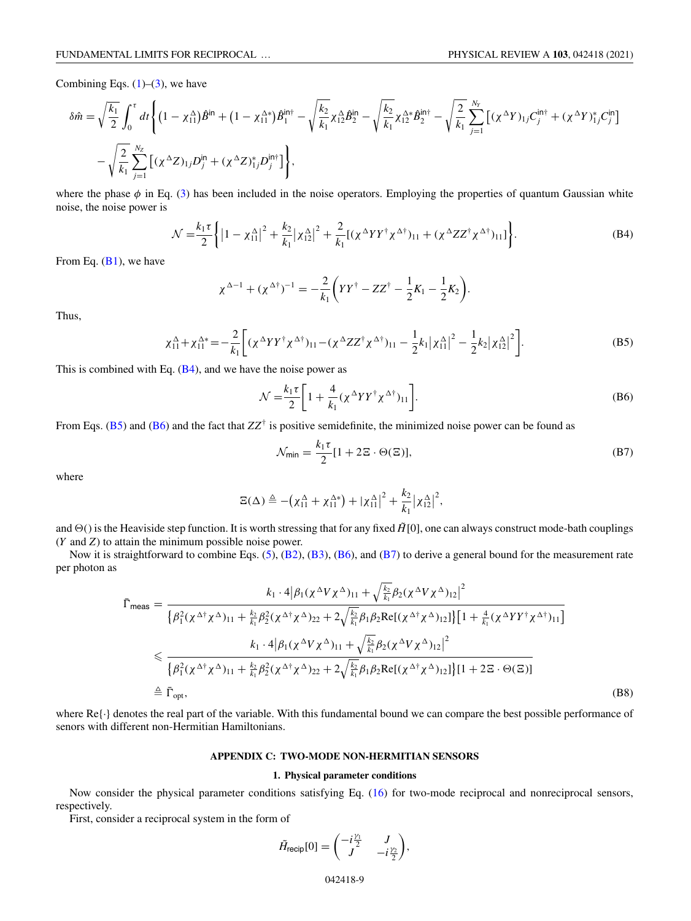Combining Eqs. (1)–(3), we have

$$\delta\hat{m} = \sqrt{\frac{k_1}{2}}\int_0^\tau dt \Bigg\{ \big(1-\chi_{11}^{\Delta}\big)\hat{B}^{\text{in}} + \big(1-\chi_{11}^{\Delta *}\big)\hat{B}_1^{\text{in}\dagger} - \sqrt{\frac{k_2}{k_1}}\chi_{12}^{\Delta}\hat{B}_2^{\text{in}} - \sqrt{\frac{k_2}{k_1}}\chi_{12}^{\Delta *}\hat{B}_2^{\text{in}\dagger} - \sqrt{\frac{2}{k_1}}\sum_{j=1}^{N_Y}\big[(\chi^{\Delta}Y)_{1j}C_j^{\text{in}\dagger} + (\chi^{\Delta}Y)_{1j}^{*}C_j^{\text{in}}\big]$$

$$-\sqrt{\frac{2}{k_1}}\sum_{j=1}^{N_Z}\big[(\chi^{\Delta}Z)_{1j}D_j^{\text{in}} + (\chi^{\Delta}Z)_{1j}^{*}D_j^{\text{in}\dagger}\big]\Bigg\},$$

where the phase $\phi$ in Eq. (3) has been included in the noise operators. Employing the properties of quantum Gaussian white noise, the noise power is

$$\mathcal{N} = \frac{k_1\tau}{2}\Bigg\{\big|1-\chi_{11}^{\Delta}\big|^2 + \frac{k_2}{k_1}\big|\chi_{12}^{\Delta}\big|^2 + \frac{2}{k_1}\big[(\chi^{\Delta}YY^{\dagger}\chi^{\Delta\dagger})_{11} + (\chi^{\Delta}ZZ^{\dagger}\chi^{\Delta\dagger})_{11}\big]\Bigg\}. \tag{B4}$$

From Eq. (B1), we have

$$\chi^{\Delta -1} + (\chi^{\Delta\dagger})^{-1} = -\frac{2}{k_1}\bigg(YY^{\dagger} - ZZ^{\dagger} - \frac{1}{2}K_1 - \frac{1}{2}K_2\bigg).$$

Thus,

$$\chi_{11}^{\Delta} + \chi_{11}^{\Delta *} = -\frac{2}{k_1}\bigg[(\chi^{\Delta}YY^{\dagger}\chi^{\Delta\dagger})_{11} - (\chi^{\Delta}ZZ^{\dagger}\chi^{\Delta\dagger})_{11} - \frac{1}{2}k_1\big|\chi_{11}^{\Delta}\big|^2 - \frac{1}{2}k_2\big|\chi_{12}^{\Delta}\big|^2\bigg]. \tag{B5}$$

This is combined with Eq. (B4), and we have the noise power as

$$\mathcal{N} = \frac{k_1\tau}{2}\bigg[1 + \frac{4}{k_1}(\chi^{\Delta}YY^{\dagger}\chi^{\Delta\dagger})_{11}\bigg]. \tag{B6}$$

From Eqs. (B5) and (B6) and the fact that $ZZ^{\dagger}$ is positive semidefinite, the minimized noise power can be found as

$$\mathcal{N}_{\text{min}} = \frac{k_1\tau}{2}[1 + 2\Xi\cdot\Theta(\Xi)], \tag{B7}$$

where

$$\Xi(\Delta) \triangleq -\big(\chi_{11}^{\Delta} + \chi_{11}^{\Delta *}\big) + |\chi_{11}^{\Delta}|^2 + \frac{k_2}{k_1}|\chi_{12}^{\Delta}|^2,$$

and $\Theta()$ is the Heaviside step function. It is worth stressing that for any fixed $\tilde{H}[0]$, one can always construct mode-bath couplings ($Y$ and $Z$) to attain the minimum possible noise power.

Now it is straightforward to combine Eqs. (5), (B2), (B3), (B6), and (B7) to derive a general bound for the measurement rate per photon as

$$\begin{aligned}
\bar{\Gamma}_{\text{meas}} &= \frac{k_1\cdot 4\Big|\beta_1(\chi^{\Delta}V\chi^{\Delta})_{11} + \sqrt{\frac{k_2}{k_1}}\beta_2(\chi^{\Delta}V\chi^{\Delta})_{12}\Big|^2}{\Big\{\beta_1^2(\chi^{\Delta\dagger}\chi^{\Delta})_{11} + \frac{k_2}{k_1}\beta_2^2(\chi^{\Delta\dagger}\chi^{\Delta})_{22} + 2\sqrt{\frac{k_2}{k_1}}\beta_1\beta_2\text{Re}[(\chi^{\Delta\dagger}\chi^{\Delta})_{12}]\Big\}\big[1 + \frac{4}{k_1}(\chi^{\Delta}YY^{\dagger}\chi^{\Delta\dagger})_{11}\big]} \\
&\leqslant \frac{k_1\cdot 4\Big|\beta_1(\chi^{\Delta}V\chi^{\Delta})_{11} + \sqrt{\frac{k_2}{k_1}}\beta_2(\chi^{\Delta}V\chi^{\Delta})_{12}\Big|^2}{\Big\{\beta_1^2(\chi^{\Delta\dagger}\chi^{\Delta})_{11} + \frac{k_2}{k_1}\beta_2^2(\chi^{\Delta\dagger}\chi^{\Delta})_{22} + 2\sqrt{\frac{k_2}{k_1}}\beta_1\beta_2\text{Re}[(\chi^{\Delta\dagger}\chi^{\Delta})_{12}]\Big\}[1 + 2\Xi\cdot\Theta(\Xi)]} \\
&\triangleq \bar{\Gamma}_{\text{opt}},
\end{aligned} \tag{B8}$$

where Re{·} denotes the real part of the variable. With this fundamental bound we can compare the best possible performance of senors with different non-Hermitian Hamiltonians.

## APPENDIX C: TWO-MODE NON-HERMITIAN SENSORS

### 1. Physical parameter conditions

Now consider the physical parameter conditions satisfying Eq. (16) for two-mode reciprocal and nonreciprocal sensors, respectively.

First, consider a reciprocal system in the form of

$$\tilde{H}_{\text{recip}}[0] = \begin{pmatrix} -i\frac{\gamma_1}{2} & J \\ J & -i\frac{\gamma_2}{2} \end{pmatrix},$$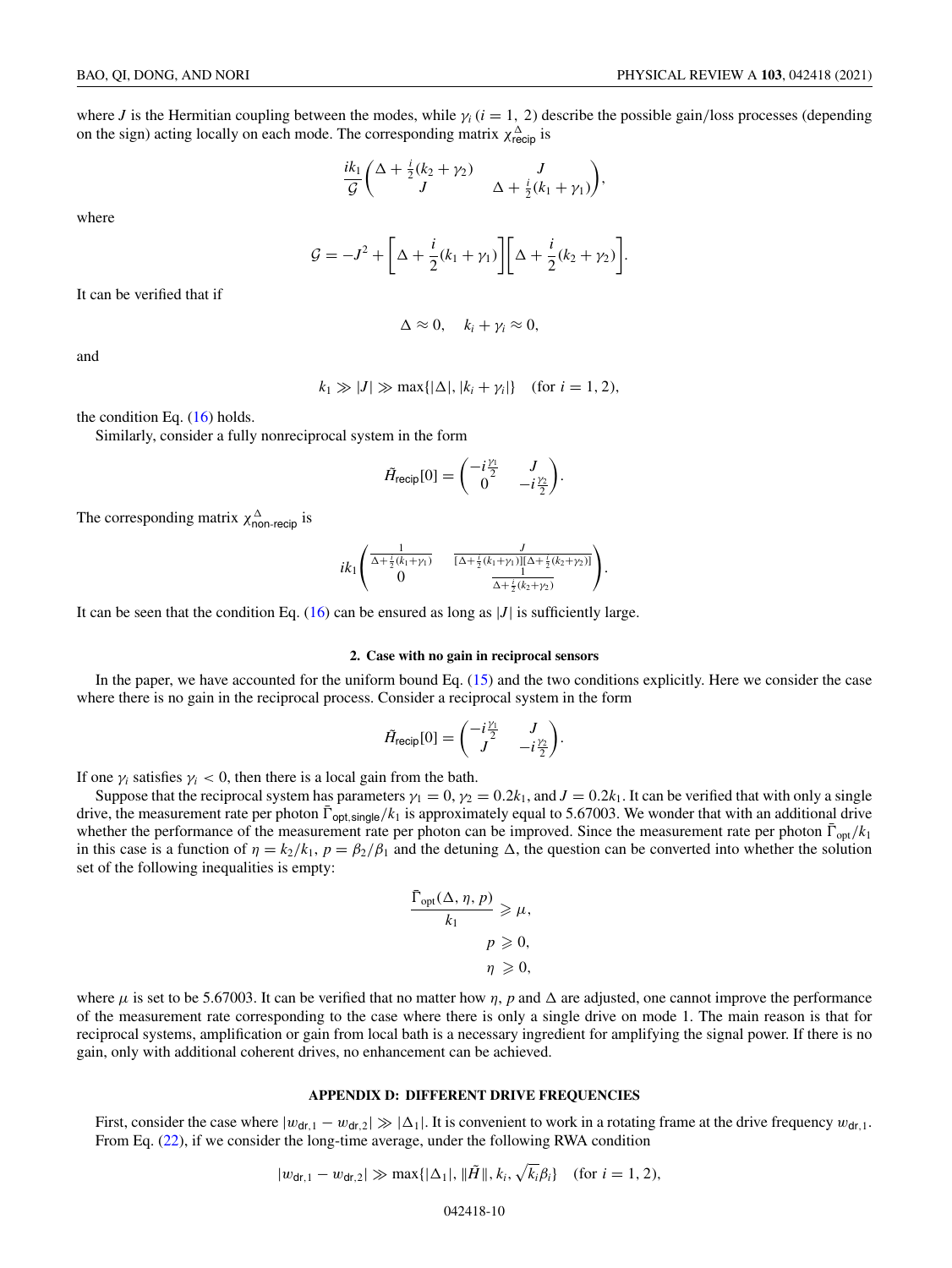where $J$ is the Hermitian coupling between the modes, while $\gamma_i$ $(i = 1, 2)$ describe the possible gain/loss processes (depending on the sign) acting locally on each mode. The corresponding matrix $\chi^{\Delta}_{\rm recip}$ is

$$\frac{ik_1}{\mathcal{G}}\begin{pmatrix} \Delta + \frac{i}{2}(k_2+\gamma_2) & J \\ J & \Delta + \frac{i}{2}(k_1+\gamma_1) \end{pmatrix},$$

where

$$\mathcal{G} = -J^2 + \left[\Delta + \frac{i}{2}(k_1+\gamma_1)\right]\left[\Delta + \frac{i}{2}(k_2+\gamma_2)\right].$$

It can be verified that if

$$\Delta \approx 0, \quad k_i + \gamma_i \approx 0,$$

and

$$k_1 \gg |J| \gg \max\{|\Delta|, |k_i+\gamma_i|\} \quad (\text{for } i = 1, 2),$$

the condition Eq. (16) holds.

Similarly, consider a fully nonreciprocal system in the form

$$\tilde{H}_{\rm recip}[0] = \begin{pmatrix} -i\frac{\gamma_1}{2} & J \\ 0 & -i\frac{\gamma_2}{2} \end{pmatrix}.$$

The corresponding matrix $\chi^{\Delta}_{\rm non\text{-}recip}$ is

$$ik_1\begin{pmatrix} \frac{1}{\Delta+\frac{i}{2}(k_1+\gamma_1)} & \frac{J}{[\Delta+\frac{i}{2}(k_1+\gamma_1)][\Delta+\frac{i}{2}(k_2+\gamma_2)]} \\ 0 & \frac{1}{\Delta+\frac{i}{2}(k_2+\gamma_2)} \end{pmatrix}.$$

It can be seen that the condition Eq. (16) can be ensured as long as $|J|$ is sufficiently large.

### 2. Case with no gain in reciprocal sensors

In the paper, we have accounted for the uniform bound Eq. (15) and the two conditions explicitly. Here we consider the case where there is no gain in the reciprocal process. Consider a reciprocal system in the form

$$\tilde{H}_{\rm recip}[0] = \begin{pmatrix} -i\frac{\gamma_1}{2} & J \\ J & -i\frac{\gamma_2}{2} \end{pmatrix}.$$

If one $\gamma_i$ satisfies $\gamma_i < 0$, then there is a local gain from the bath.

Suppose that the reciprocal system has parameters $\gamma_1 = 0$, $\gamma_2 = 0.2k_1$, and $J = 0.2k_1$. It can be verified that with only a single drive, the measurement rate per photon $\bar{\Gamma}_{\rm opt,single}/k_1$ is approximately equal to 5.67003. We wonder that with an additional drive whether the performance of the measurement rate per photon can be improved. Since the measurement rate per photon $\bar{\Gamma}_{\rm opt}/k_1$ in this case is a function of $\eta = k_2/k_1$, $p = \beta_2/\beta_1$ and the detuning $\Delta$, the question can be converted into whether the solution set of the following inequalities is empty:

$$\frac{\bar{\Gamma}_{\rm opt}(\Delta, \eta, p)}{k_1} \geqslant \mu,$$
$$p \geqslant 0,$$
$$\eta \geqslant 0,$$

where $\mu$ is set to be 5.67003. It can be verified that no matter how $\eta$, $p$ and $\Delta$ are adjusted, one cannot improve the performance of the measurement rate corresponding to the case where there is only a single drive on mode 1. The main reason is that for reciprocal systems, amplification or gain from local bath is a necessary ingredient for amplifying the signal power. If there is no gain, only with additional coherent drives, no enhancement can be achieved.

## APPENDIX D: DIFFERENT DRIVE FREQUENCIES

First, consider the case where $|w_{\rm dr,1} - w_{\rm dr,2}| \gg |\Delta_1|$. It is convenient to work in a rotating frame at the drive frequency $w_{\rm dr,1}$. From Eq. (22), if we consider the long-time average, under the following RWA condition

$$|w_{\rm dr,1} - w_{\rm dr,2}| \gg \max\{|\Delta_1|, \|\tilde{H}\|, k_i, \sqrt{k_i}\beta_i\} \quad (\text{for } i = 1, 2),$$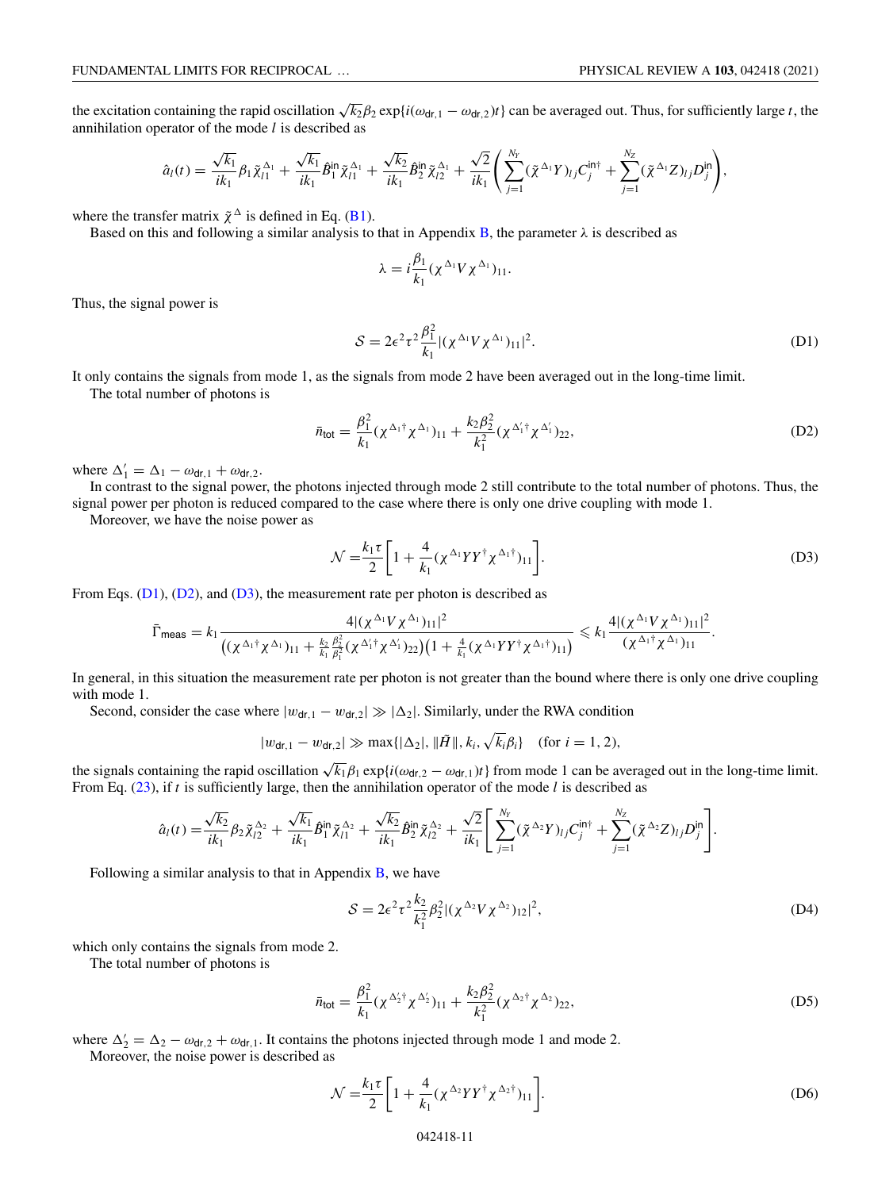the excitation containing the rapid oscillation $\sqrt{k_2}\beta_2 \exp\{i(\omega_{\mathrm{dr},1} - \omega_{\mathrm{dr},2})t\}$ can be averaged out. Thus, for sufficiently large $t$, the annihilation operator of the mode $l$ is described as

$$\hat{a}_l(t) = \frac{\sqrt{k_1}}{ik_1}\beta_1 \tilde{\chi}_{l1}^{\Delta_1} + \frac{\sqrt{k_1}}{ik_1}\hat{B}_1^{\mathrm{in}}\tilde{\chi}_{l1}^{\Delta_1} + \frac{\sqrt{k_2}}{ik_1}\hat{B}_2^{\mathrm{in}}\tilde{\chi}_{l2}^{\Delta_1} + \frac{\sqrt{2}}{ik_1}\left(\sum_{j=1}^{N_Y}(\tilde{\chi}^{\Delta_1}Y)_{lj}C_j^{\mathrm{in}\dagger} + \sum_{j=1}^{N_Z}(\tilde{\chi}^{\Delta_1}Z)_{lj}D_j^{\mathrm{in}}\right),$$

where the transfer matrix $\tilde{\chi}^{\Delta}$ is defined in Eq. (B1).

Based on this and following a similar analysis to that in Appendix B, the parameter $\lambda$ is described as

$$\lambda = i\frac{\beta_1}{k_1}(\chi^{\Delta_1}V\chi^{\Delta_1})_{11}.$$

Thus, the signal power is

$$\mathcal{S} = 2\epsilon^2\tau^2\frac{\beta_1^2}{k_1}|(\chi^{\Delta_1}V\chi^{\Delta_1})_{11}|^2. \tag{D1}$$

It only contains the signals from mode 1, as the signals from mode 2 have been averaged out in the long-time limit.

The total number of photons is

$$\bar{n}_{\mathrm{tot}} = \frac{\beta_1^2}{k_1}(\chi^{\Delta_1\dagger}\chi^{\Delta_1})_{11} + \frac{k_2\beta_2^2}{k_1^2}(\chi^{\Delta_1'\dagger}\chi^{\Delta_1'})_{22}, \tag{D2}$$

where $\Delta_1' = \Delta_1 - \omega_{\mathrm{dr},1} + \omega_{\mathrm{dr},2}$.

In contrast to the signal power, the photons injected through mode 2 still contribute to the total number of photons. Thus, the signal power per photon is reduced compared to the case where there is only one drive coupling with mode 1.

Moreover, we have the noise power as

$$\mathcal{N} = \frac{k_1\tau}{2}\left[1 + \frac{4}{k_1}(\chi^{\Delta_1}YY^{\dagger}\chi^{\Delta_1\dagger})_{11}\right]. \tag{D3}$$

From Eqs. (D1), (D2), and (D3), the measurement rate per photon is described as

$$\bar{\Gamma}_{\mathrm{meas}} = k_1\frac{4|(\chi^{\Delta_1}V\chi^{\Delta_1})_{11}|^2}{\left((\chi^{\Delta_1\dagger}\chi^{\Delta_1})_{11} + \frac{k_2}{k_1}\frac{\beta_2^2}{\beta_1^2}(\chi^{\Delta_1'\dagger}\chi^{\Delta_1'})_{22}\right)\left(1 + \frac{4}{k_1}(\chi^{\Delta_1}YY^{\dagger}\chi^{\Delta_1\dagger})_{11}\right)} \leqslant k_1\frac{4|(\chi^{\Delta_1}V\chi^{\Delta_1})_{11}|^2}{(\chi^{\Delta_1\dagger}\chi^{\Delta_1})_{11}}.$$

In general, in this situation the measurement rate per photon is not greater than the bound where there is only one drive coupling with mode 1.

Second, consider the case where $|w_{\mathrm{dr},1} - w_{\mathrm{dr},2}| \gg |\Delta_2|$. Similarly, under the RWA condition

$$|w_{\mathrm{dr},1} - w_{\mathrm{dr},2}| \gg \max\{|\Delta_2|, \|\tilde{H}\|, k_i, \sqrt{k_i}\beta_i\} \quad (\text{for } i = 1, 2),$$

the signals containing the rapid oscillation $\sqrt{k_1}\beta_1 \exp\{i(\omega_{\mathrm{dr},2} - \omega_{\mathrm{dr},1})t\}$ from mode 1 can be averaged out in the long-time limit. From Eq. (23), if $t$ is sufficiently large, then the annihilation operator of the mode $l$ is described as

$$\hat{a}_l(t) = \frac{\sqrt{k_2}}{ik_1}\beta_2\tilde{\chi}_{l2}^{\Delta_2} + \frac{\sqrt{k_1}}{ik_1}\hat{B}_1^{\mathrm{in}}\tilde{\chi}_{l1}^{\Delta_2} + \frac{\sqrt{k_2}}{ik_1}\hat{B}_2^{\mathrm{in}}\tilde{\chi}_{l2}^{\Delta_2} + \frac{\sqrt{2}}{ik_1}\left[\sum_{j=1}^{N_Y}(\tilde{\chi}^{\Delta_2}Y)_{lj}C_j^{\mathrm{in}\dagger} + \sum_{j=1}^{N_Z}(\tilde{\chi}^{\Delta_2}Z)_{lj}D_j^{\mathrm{in}}\right].$$

Following a similar analysis to that in Appendix B, we have

$$\mathcal{S} = 2\epsilon^2\tau^2\frac{k_2}{k_1^2}\beta_2^2|(\chi^{\Delta_2}V\chi^{\Delta_2})_{12}|^2, \tag{D4}$$

which only contains the signals from mode 2.

The total number of photons is

$$\bar{n}_{\mathrm{tot}} = \frac{\beta_1^2}{k_1}(\chi^{\Delta_2'\dagger}\chi^{\Delta_2'})_{11} + \frac{k_2\beta_2^2}{k_1^2}(\chi^{\Delta_2\dagger}\chi^{\Delta_2})_{22}, \tag{D5}$$

where $\Delta_2' = \Delta_2 - \omega_{\mathrm{dr},2} + \omega_{\mathrm{dr},1}$. It contains the photons injected through mode 1 and mode 2.

Moreover, the noise power is described as

$$\mathcal{N} = \frac{k_1\tau}{2}\left[1 + \frac{4}{k_1}(\chi^{\Delta_2}YY^{\dagger}\chi^{\Delta_2\dagger})_{11}\right]. \tag{D6}$$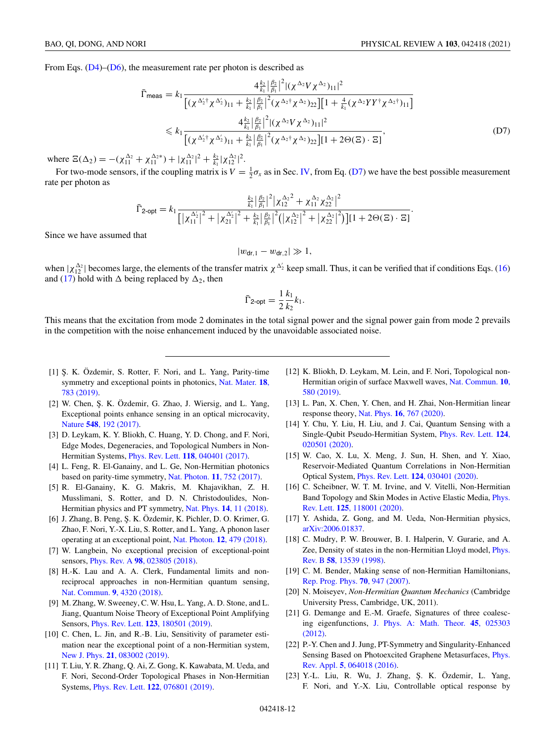From Eqs. (D4)–(D6), the measurement rate per photon is described as

$$\bar{\Gamma}_{\text{meas}} = k_1 \frac{4\frac{k_2}{k_1}\left|\frac{\beta_2}{\beta_1}\right|^2 |(\chi^{\Delta_2} V \chi^{\Delta_2})_{11}|^2}{\left[(\chi^{\Delta_2'\dagger}\chi^{\Delta_2'})_{11} + \frac{k_2}{k_1}\left|\frac{\beta_2}{\beta_1}\right|^2 (\chi^{\Delta_2\dagger}\chi^{\Delta_2})_{22}\right]\left[1 + \frac{4}{k_1}(\chi^{\Delta_2} Y Y^\dagger \chi^{\Delta_2\dagger})_{11}\right]}$$
$$\leqslant k_1 \frac{4\frac{k_2}{k_1}\left|\frac{\beta_2}{\beta_1}\right|^2 |(\chi^{\Delta_2} V \chi^{\Delta_2})_{11}|^2}{\left[(\chi^{\Delta_2'\dagger}\chi^{\Delta_2'})_{11} + \frac{k_2}{k_1}\left|\frac{\beta_2}{\beta_1}\right|^2 (\chi^{\Delta_2\dagger}\chi^{\Delta_2})_{22}\right][1 + 2\Theta(\Xi)\cdot \Xi]}, \tag{D7}$$

where $\Xi(\Delta_2) = -(\chi_{11}^{\Delta_2} + \chi_{11}^{\Delta_2 *}) + |\chi_{11}^{\Delta_2}|^2 + \frac{k_2}{k_1}|\chi_{12}^{\Delta_2}|^2$.

For two-mode sensors, if the coupling matrix is $V = \frac{1}{2}\sigma_x$ as in Sec. IV, from Eq. (D7) we have the best possible measurement rate per photon as

$$\bar{\Gamma}_{\text{2-opt}} = k_1 \frac{\frac{k_2}{k_1}\left|\frac{\beta_2}{\beta_1}\right|^2 \left|\chi_{12}^{\Delta_2\,2} + \chi_{11}^{\Delta_2}\chi_{22}^{\Delta_2}\right|^2}{\left[\left|\chi_{11}^{\Delta_2'}\right|^2 + \left|\chi_{21}^{\Delta_2'}\right|^2 + \frac{k_2}{k_1}\left|\frac{\beta_2}{\beta_1}\right|^2\left(\left|\chi_{12}^{\Delta_2}\right|^2 + \left|\chi_{22}^{\Delta_2}\right|^2\right)\right][1 + 2\Theta(\Xi)\cdot \Xi]}.$$

Since we have assumed that

$$|w_{\text{dr},1} - w_{\text{dr},2}| \gg 1,$$

when $|\chi_{12}^{\Delta_2}|$ becomes large, the elements of the transfer matrix $\chi^{\Delta_2'}$ keep small. Thus, it can be verified that if conditions Eqs. (16) and (17) hold with $\Delta$ being replaced by $\Delta_2$, then

$$\bar{\Gamma}_{\text{2-opt}} = \frac{1}{2}\frac{k_1}{k_2} k_1.$$

This means that the excitation from mode 2 dominates in the total signal power and the signal power gain from mode 2 prevails in the competition with the noise enhancement induced by the unavoidable associated noise.

---

[1] Ş. K. Özdemir, S. Rotter, F. Nori, and L. Yang, Parity-time symmetry and exceptional points in photonics, Nat. Mater. **18**, 783 (2019).

[2] W. Chen, Ş. K. Özdemir, G. Zhao, J. Wiersig, and L. Yang, Exceptional points enhance sensing in an optical microcavity, Nature **548**, 192 (2017).

[3] D. Leykam, K. Y. Bliokh, C. Huang, Y. D. Chong, and F. Nori, Edge Modes, Degeneracies, and Topological Numbers in Non-Hermitian Systems, Phys. Rev. Lett. **118**, 040401 (2017).

[4] L. Feng, R. El-Ganainy, and L. Ge, Non-Hermitian photonics based on parity-time symmetry, Nat. Photon. **11**, 752 (2017).

[5] R. El-Ganainy, K. G. Makris, M. Khajavikhan, Z. H. Musslimani, S. Rotter, and D. N. Christodoulides, Non-Hermitian physics and PT symmetry, Nat. Phys. **14**, 11 (2018).

[6] J. Zhang, B. Peng, Ş. K. Özdemir, K. Pichler, D. O. Krimer, G. Zhao, F. Nori, Y.-X. Liu, S. Rotter, and L. Yang, A phonon laser operating at an exceptional point, Nat. Photon. **12**, 479 (2018).

[7] W. Langbein, No exceptional precision of exceptional-point sensors, Phys. Rev. A **98**, 023805 (2018).

[8] H.-K. Lau and A. A. Clerk, Fundamental limits and non-reciprocal approaches in non-Hermitian quantum sensing, Nat. Commun. **9**, 4320 (2018).

[9] M. Zhang, W. Sweeney, C. W. Hsu, L. Yang, A. D. Stone, and L. Jiang, Quantum Noise Theory of Exceptional Point Amplifying Sensors, Phys. Rev. Lett. **123**, 180501 (2019).

[10] C. Chen, L. Jin, and R.-B. Liu, Sensitivity of parameter estimation near the exceptional point of a non-Hermitian system, New J. Phys. **21**, 083002 (2019).

[11] T. Liu, Y. R. Zhang, Q. Ai, Z. Gong, K. Kawabata, M. Ueda, and F. Nori, Second-Order Topological Phases in Non-Hermitian Systems, Phys. Rev. Lett. **122**, 076801 (2019).

[12] K. Bliokh, D. Leykam, M. Lein, and F. Nori, Topological non-Hermitian origin of surface Maxwell waves, Nat. Commun. **10**, 580 (2019).

[13] L. Pan, X. Chen, Y. Chen, and H. Zhai, Non-Hermitian linear response theory, Nat. Phys. **16**, 767 (2020).

[14] Y. Chu, Y. Liu, H. Liu, and J. Cai, Quantum Sensing with a Single-Qubit Pseudo-Hermitian System, Phys. Rev. Lett. **124**, 020501 (2020).

[15] W. Cao, X. Lu, X. Meng, J. Sun, H. Shen, and Y. Xiao, Reservoir-Mediated Quantum Correlations in Non-Hermitian Optical System, Phys. Rev. Lett. **124**, 030401 (2020).

[16] C. Scheibner, W. T. M. Irvine, and V. Vitelli, Non-Hermitian Band Topology and Skin Modes in Active Elastic Media, Phys. Rev. Lett. **125**, 118001 (2020).

[17] Y. Ashida, Z. Gong, and M. Ueda, Non-Hermitian physics, arXiv:2006.01837.

[18] C. Mudry, P. W. Brouwer, B. I. Halperin, V. Gurarie, and A. Zee, Density of states in the non-Hermitian Lloyd model, Phys. Rev. B **58**, 13539 (1998).

[19] C. M. Bender, Making sense of non-Hermitian Hamiltonians, Rep. Prog. Phys. **70**, 947 (2007).

[20] N. Moiseyev, *Non-Hermitian Quantum Mechanics* (Cambridge University Press, Cambridge, UK, 2011).

[21] G. Demange and E.-M. Graefe, Signatures of three coalescing eigenfunctions, J. Phys. A: Math. Theor. **45**, 025303 (2012).

[22] P.-Y. Chen and J. Jung, PT-Symmetry and Singularity-Enhanced Sensing Based on Photoexcited Graphene Metasurfaces, Phys. Rev. Appl. **5**, 064018 (2016).

[23] Y.-L. Liu, R. Wu, J. Zhang, Ş. K. Özdemir, L. Yang, F. Nori, and Y.-X. Liu, Controllable optical response by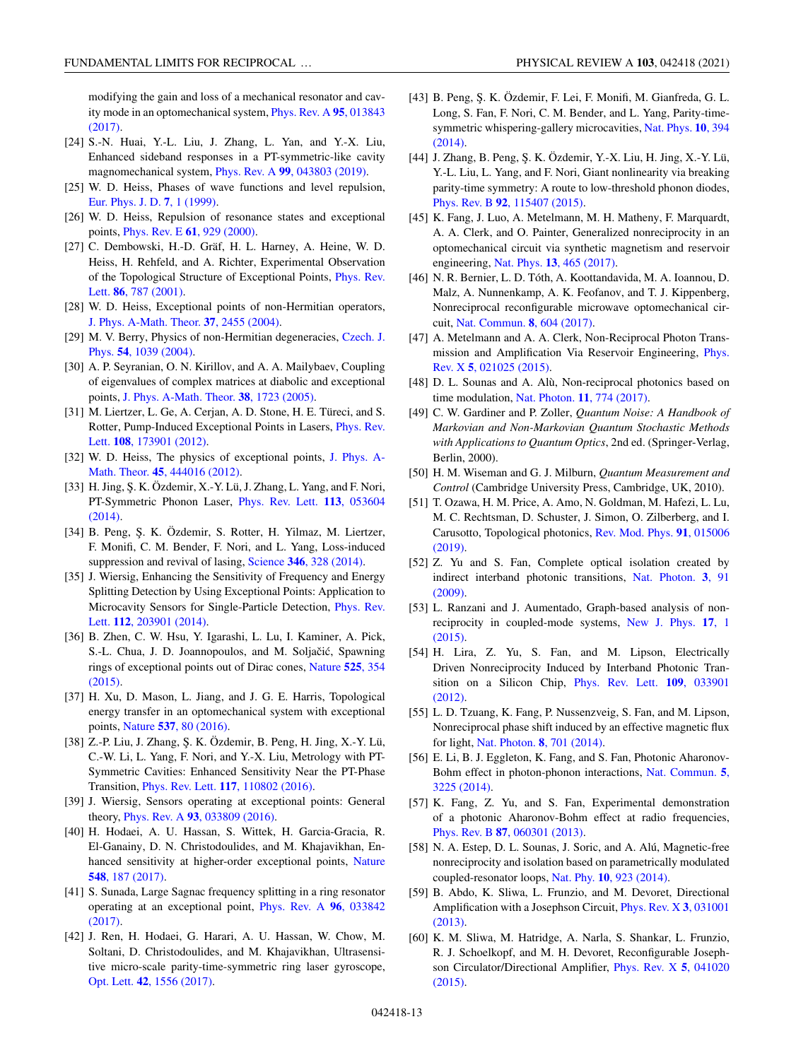modifying the gain and loss of a mechanical resonator and cavity mode in an optomechanical system, Phys. Rev. A **95**, 013843 (2017).

[24] S.-N. Huai, Y.-L. Liu, J. Zhang, L. Yan, and Y.-X. Liu, Enhanced sideband responses in a PT-symmetric-like cavity magnomechanical system, Phys. Rev. A **99**, 043803 (2019).

[25] W. D. Heiss, Phases of wave functions and level repulsion, Eur. Phys. J. D. **7**, 1 (1999).

[26] W. D. Heiss, Repulsion of resonance states and exceptional points, Phys. Rev. E **61**, 929 (2000).

[27] C. Dembowski, H.-D. Gräf, H. L. Harney, A. Heine, W. D. Heiss, H. Rehfeld, and A. Richter, Experimental Observation of the Topological Structure of Exceptional Points, Phys. Rev. Lett. **86**, 787 (2001).

[28] W. D. Heiss, Exceptional points of non-Hermitian operators, J. Phys. A-Math. Theor. **37**, 2455 (2004).

[29] M. V. Berry, Physics of non-Hermitian degeneracies, Czech. J. Phys. **54**, 1039 (2004).

[30] A. P. Seyranian, O. N. Kirillov, and A. A. Mailybaev, Coupling of eigenvalues of complex matrices at diabolic and exceptional points, J. Phys. A-Math. Theor. **38**, 1723 (2005).

[31] M. Liertzer, L. Ge, A. Cerjan, A. D. Stone, H. E. Türeci, and S. Rotter, Pump-Induced Exceptional Points in Lasers, Phys. Rev. Lett. **108**, 173901 (2012).

[32] W. D. Heiss, The physics of exceptional points, J. Phys. A-Math. Theor. **45**, 444016 (2012).

[33] H. Jing, Ş. K. Özdemir, X.-Y. Lü, J. Zhang, L. Yang, and F. Nori, PT-Symmetric Phonon Laser, Phys. Rev. Lett. **113**, 053604 (2014).

[34] B. Peng, Ş. K. Özdemir, S. Rotter, H. Yilmaz, M. Liertzer, F. Monifi, C. M. Bender, F. Nori, and L. Yang, Loss-induced suppression and revival of lasing, Science **346**, 328 (2014).

[35] J. Wiersig, Enhancing the Sensitivity of Frequency and Energy Splitting Detection by Using Exceptional Points: Application to Microcavity Sensors for Single-Particle Detection, Phys. Rev. Lett. **112**, 203901 (2014).

[36] B. Zhen, C. W. Hsu, Y. Igarashi, L. Lu, I. Kaminer, A. Pick, S.-L. Chua, J. D. Joannopoulos, and M. Soljačić, Spawning rings of exceptional points out of Dirac cones, Nature **525**, 354 (2015).

[37] H. Xu, D. Mason, L. Jiang, and J. G. E. Harris, Topological energy transfer in an optomechanical system with exceptional points, Nature **537**, 80 (2016).

[38] Z.-P. Liu, J. Zhang, Ş. K. Özdemir, B. Peng, H. Jing, X.-Y. Lü, C.-W. Li, L. Yang, F. Nori, and Y.-X. Liu, Metrology with PT-Symmetric Cavities: Enhanced Sensitivity Near the PT-Phase Transition, Phys. Rev. Lett. **117**, 110802 (2016).

[39] J. Wiersig, Sensors operating at exceptional points: General theory, Phys. Rev. A **93**, 033809 (2016).

[40] H. Hodaei, A. U. Hassan, S. Wittek, H. Garcia-Gracia, R. El-Ganainy, D. N. Christodoulides, and M. Khajavikhan, Enhanced sensitivity at higher-order exceptional points, Nature **548**, 187 (2017).

[41] S. Sunada, Large Sagnac frequency splitting in a ring resonator operating at an exceptional point, Phys. Rev. A **96**, 033842 (2017).

[42] J. Ren, H. Hodaei, G. Harari, A. U. Hassan, W. Chow, M. Soltani, D. Christodoulides, and M. Khajavikhan, Ultrasensitive micro-scale parity-time-symmetric ring laser gyroscope, Opt. Lett. **42**, 1556 (2017).

[43] B. Peng, Ş. K. Özdemir, F. Lei, F. Monifi, M. Gianfreda, G. L. Long, S. Fan, F. Nori, C. M. Bender, and L. Yang, Parity-time-symmetric whispering-gallery microcavities, Nat. Phys. **10**, 394 (2014).

[44] J. Zhang, B. Peng, Ş. K. Özdemir, Y.-X. Liu, H. Jing, X.-Y. Lü, Y.-L. Liu, L. Yang, and F. Nori, Giant nonlinearity via breaking parity-time symmetry: A route to low-threshold phonon diodes, Phys. Rev. B **92**, 115407 (2015).

[45] K. Fang, J. Luo, A. Metelmann, M. H. Matheny, F. Marquardt, A. A. Clerk, and O. Painter, Generalized nonreciprocity in an optomechanical circuit via synthetic magnetism and reservoir engineering, Nat. Phys. **13**, 465 (2017).

[46] N. R. Bernier, L. D. Tóth, A. Koottandavida, M. A. Ioannou, D. Malz, A. Nunnenkamp, A. K. Feofanov, and T. J. Kippenberg, Nonreciprocal reconfigurable microwave optomechanical circuit, Nat. Commun. **8**, 604 (2017).

[47] A. Metelmann and A. A. Clerk, Non-Reciprocal Photon Transmission and Amplification Via Reservoir Engineering, Phys. Rev. X **5**, 021025 (2015).

[48] D. L. Sounas and A. Alù, Non-reciprocal photonics based on time modulation, Nat. Photon. **11**, 774 (2017).

[49] C. W. Gardiner and P. Zoller, *Quantum Noise: A Handbook of Markovian and Non-Markovian Quantum Stochastic Methods with Applications to Quantum Optics*, 2nd ed. (Springer-Verlag, Berlin, 2000).

[50] H. M. Wiseman and G. J. Milburn, *Quantum Measurement and Control* (Cambridge University Press, Cambridge, UK, 2010).

[51] T. Ozawa, H. M. Price, A. Amo, N. Goldman, M. Hafezi, L. Lu, M. C. Rechtsman, D. Schuster, J. Simon, O. Zilberberg, and I. Carusotto, Topological photonics, Rev. Mod. Phys. **91**, 015006 (2019).

[52] Z. Yu and S. Fan, Complete optical isolation created by indirect interband photonic transitions, Nat. Photon. **3**, 91 (2009).

[53] L. Ranzani and J. Aumentado, Graph-based analysis of nonreciprocity in coupled-mode systems, New J. Phys. **17**, 1 (2015).

[54] H. Lira, Z. Yu, S. Fan, and M. Lipson, Electrically Driven Nonreciprocity Induced by Interband Photonic Transition on a Silicon Chip, Phys. Rev. Lett. **109**, 033901 (2012).

[55] L. D. Tzuang, K. Fang, P. Nussenzveig, S. Fan, and M. Lipson, Nonreciprocal phase shift induced by an effective magnetic flux for light, Nat. Photon. **8**, 701 (2014).

[56] E. Li, B. J. Eggleton, K. Fang, and S. Fan, Photonic Aharonov-Bohm effect in photon-phonon interactions, Nat. Commun. **5**, 3225 (2014).

[57] K. Fang, Z. Yu, and S. Fan, Experimental demonstration of a photonic Aharonov-Bohm effect at radio frequencies, Phys. Rev. B **87**, 060301 (2013).

[58] N. A. Estep, D. L. Sounas, J. Soric, and A. Alú, Magnetic-free nonreciprocity and isolation based on parametrically modulated coupled-resonator loops, Nat. Phy. **10**, 923 (2014).

[59] B. Abdo, K. Sliwa, L. Frunzio, and M. Devoret, Directional Amplification with a Josephson Circuit, Phys. Rev. X **3**, 031001 (2013).

[60] K. M. Sliwa, M. Hatridge, A. Narla, S. Shankar, L. Frunzio, R. J. Schoelkopf, and M. H. Devoret, Reconfigurable Josephson Circulator/Directional Amplifier, Phys. Rev. X **5**, 041020 (2015).